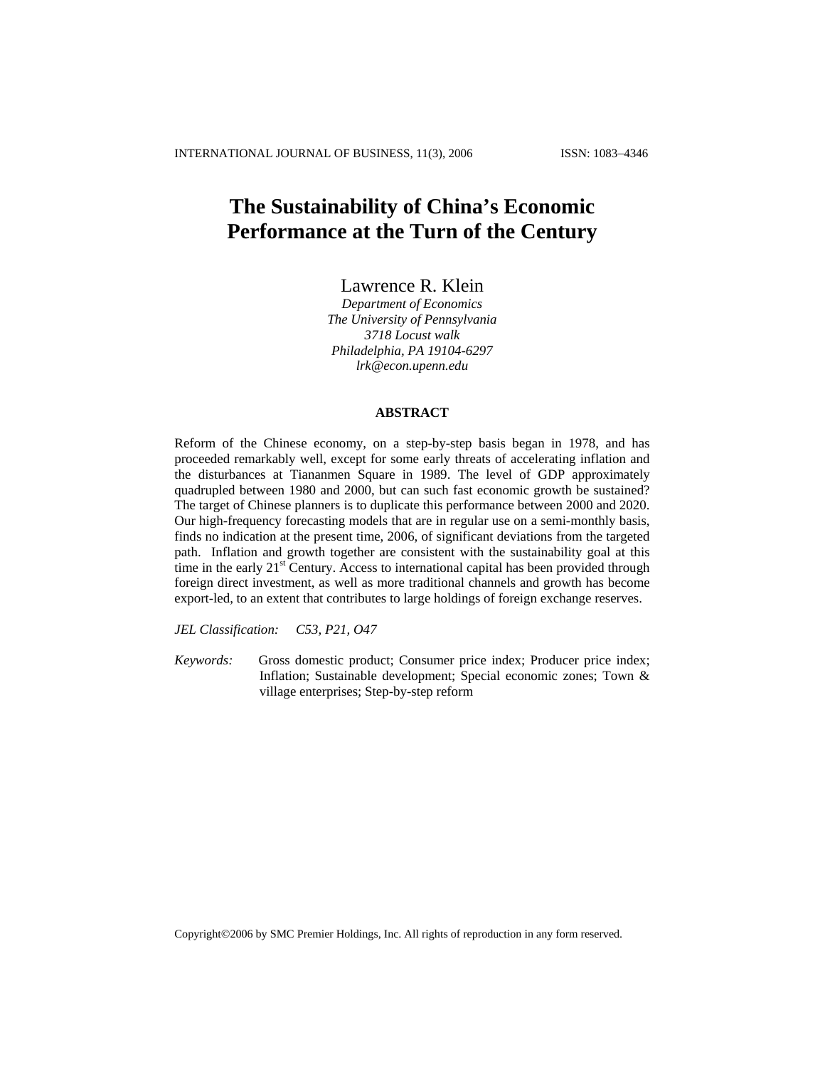# The Sustainability of China's Economic Performance at the Turn of the Century

Lawrence R. Klein

*Department of Economics*
*The University of Pennsylvania*
*3718 Locust walk*
*Philadelphia, PA 19104-6297*
*lrk@econ.upenn.edu*

## ABSTRACT

Reform of the Chinese economy, on a step-by-step basis began in 1978, and has proceeded remarkably well, except for some early threats of accelerating inflation and the disturbances at Tiananmen Square in 1989. The level of GDP approximately quadrupled between 1980 and 2000, but can such fast economic growth be sustained? The target of Chinese planners is to duplicate this performance between 2000 and 2020. Our high-frequency forecasting models that are in regular use on a semi-monthly basis, finds no indication at the present time, 2006, of significant deviations from the targeted path. Inflation and growth together are consistent with the sustainability goal at this time in the early 21st Century. Access to international capital has been provided through foreign direct investment, as well as more traditional channels and growth has become export-led, to an extent that contributes to large holdings of foreign exchange reserves.

*JEL Classification:* C53, P21, O47

*Keywords:* Gross domestic product; Consumer price index; Producer price index; Inflation; Sustainable development; Special economic zones; Town & village enterprises; Step-by-step reform

Copyright©2006 by SMC Premier Holdings, Inc. All rights of reproduction in any form reserved.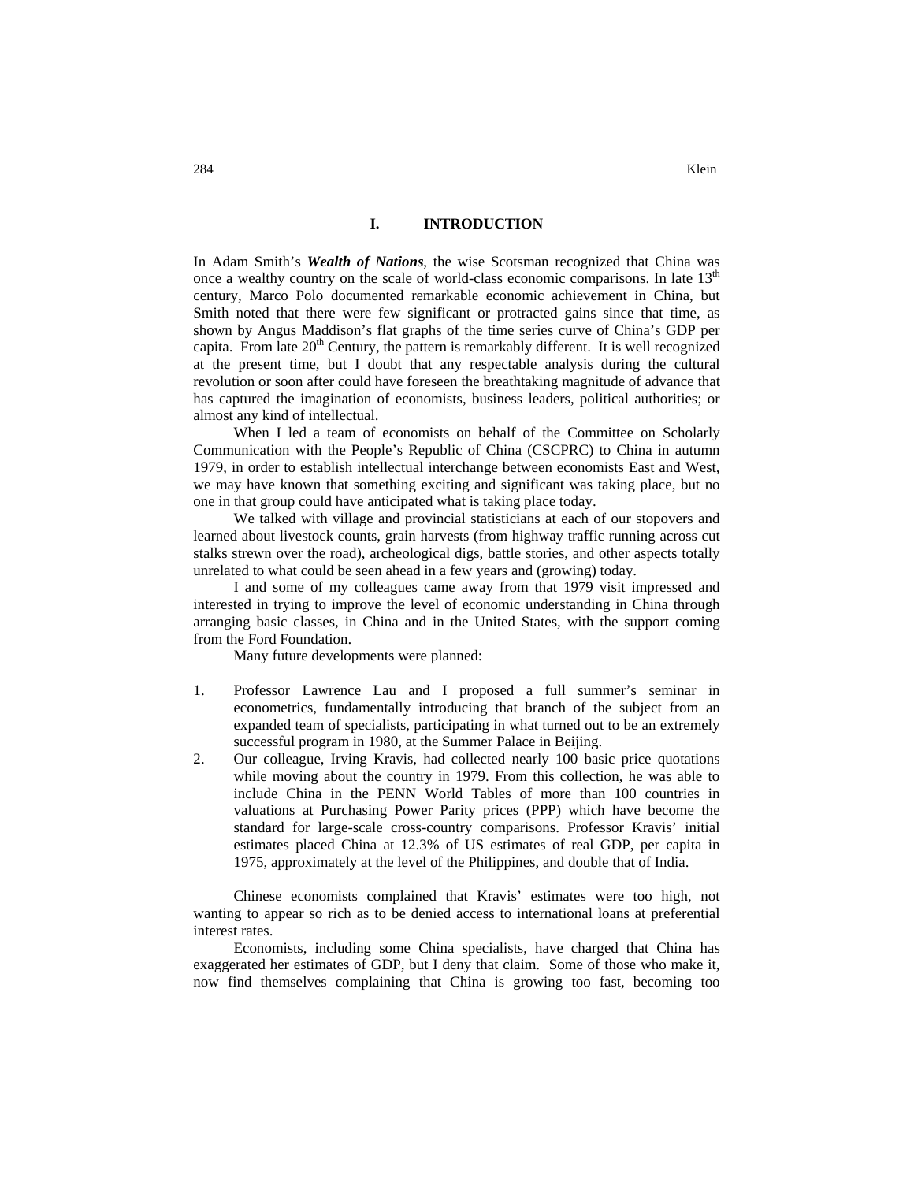## I. INTRODUCTION

In Adam Smith's ***Wealth of Nations***, the wise Scotsman recognized that China was once a wealthy country on the scale of world-class economic comparisons. In late 13th century, Marco Polo documented remarkable economic achievement in China, but Smith noted that there were few significant or protracted gains since that time, as shown by Angus Maddison's flat graphs of the time series curve of China's GDP per capita. From late 20th Century, the pattern is remarkably different. It is well recognized at the present time, but I doubt that any respectable analysis during the cultural revolution or soon after could have foreseen the breathtaking magnitude of advance that has captured the imagination of economists, business leaders, political authorities; or almost any kind of intellectual.

When I led a team of economists on behalf of the Committee on Scholarly Communication with the People's Republic of China (CSCPRC) to China in autumn 1979, in order to establish intellectual interchange between economists East and West, we may have known that something exciting and significant was taking place, but no one in that group could have anticipated what is taking place today.

We talked with village and provincial statisticians at each of our stopovers and learned about livestock counts, grain harvests (from highway traffic running across cut stalks strewn over the road), archeological digs, battle stories, and other aspects totally unrelated to what could be seen ahead in a few years and (growing) today.

I and some of my colleagues came away from that 1979 visit impressed and interested in trying to improve the level of economic understanding in China through arranging basic classes, in China and in the United States, with the support coming from the Ford Foundation.

Many future developments were planned:

1. Professor Lawrence Lau and I proposed a full summer's seminar in econometrics, fundamentally introducing that branch of the subject from an expanded team of specialists, participating in what turned out to be an extremely successful program in 1980, at the Summer Palace in Beijing.
2. Our colleague, Irving Kravis, had collected nearly 100 basic price quotations while moving about the country in 1979. From this collection, he was able to include China in the PENN World Tables of more than 100 countries in valuations at Purchasing Power Parity prices (PPP) which have become the standard for large-scale cross-country comparisons. Professor Kravis' initial estimates placed China at 12.3% of US estimates of real GDP, per capita in 1975, approximately at the level of the Philippines, and double that of India.

Chinese economists complained that Kravis' estimates were too high, not wanting to appear so rich as to be denied access to international loans at preferential interest rates.

Economists, including some China specialists, have charged that China has exaggerated her estimates of GDP, but I deny that claim. Some of those who make it, now find themselves complaining that China is growing too fast, becoming too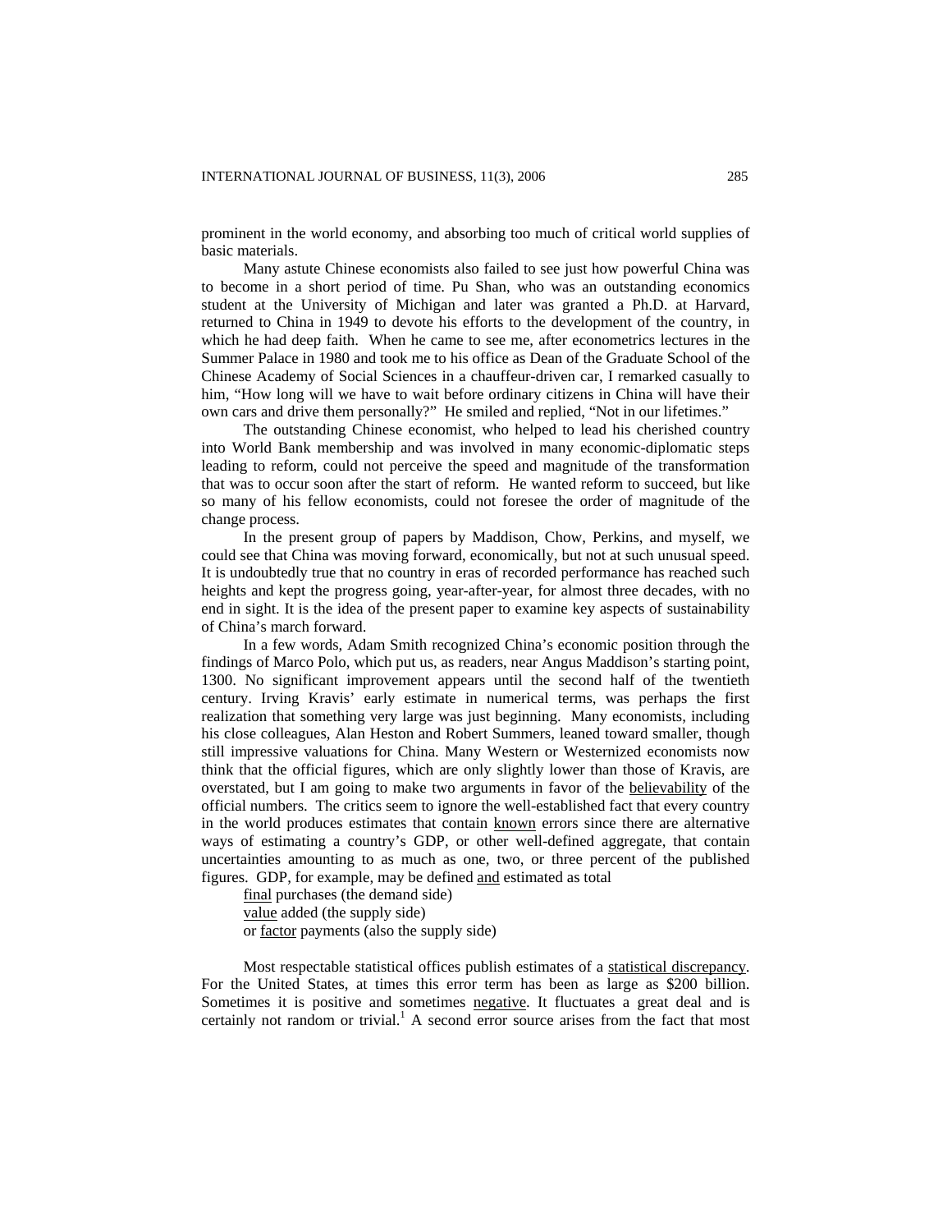prominent in the world economy, and absorbing too much of critical world supplies of basic materials.

Many astute Chinese economists also failed to see just how powerful China was to become in a short period of time. Pu Shan, who was an outstanding economics student at the University of Michigan and later was granted a Ph.D. at Harvard, returned to China in 1949 to devote his efforts to the development of the country, in which he had deep faith. When he came to see me, after econometrics lectures in the Summer Palace in 1980 and took me to his office as Dean of the Graduate School of the Chinese Academy of Social Sciences in a chauffeur-driven car, I remarked casually to him, "How long will we have to wait before ordinary citizens in China will have their own cars and drive them personally?" He smiled and replied, "Not in our lifetimes."

The outstanding Chinese economist, who helped to lead his cherished country into World Bank membership and was involved in many economic-diplomatic steps leading to reform, could not perceive the speed and magnitude of the transformation that was to occur soon after the start of reform. He wanted reform to succeed, but like so many of his fellow economists, could not foresee the order of magnitude of the change process.

In the present group of papers by Maddison, Chow, Perkins, and myself, we could see that China was moving forward, economically, but not at such unusual speed. It is undoubtedly true that no country in eras of recorded performance has reached such heights and kept the progress going, year-after-year, for almost three decades, with no end in sight. It is the idea of the present paper to examine key aspects of sustainability of China's march forward.

In a few words, Adam Smith recognized China's economic position through the findings of Marco Polo, which put us, as readers, near Angus Maddison's starting point, 1300. No significant improvement appears until the second half of the twentieth century. Irving Kravis' early estimate in numerical terms, was perhaps the first realization that something very large was just beginning. Many economists, including his close colleagues, Alan Heston and Robert Summers, leaned toward smaller, though still impressive valuations for China. Many Western or Westernized economists now think that the official figures, which are only slightly lower than those of Kravis, are overstated, but I am going to make two arguments in favor of the <u>believability</u> of the official numbers. The critics seem to ignore the well-established fact that every country in the world produces estimates that contain <u>known</u> errors since there are alternative ways of estimating a country's GDP, or other well-defined aggregate, that contain uncertainties amounting to as much as one, two, or three percent of the published figures. GDP, for example, may be defined <u>and</u> estimated as total

<u>final</u> purchases (the demand side)
<u>value</u> added (the supply side)
or <u>factor</u> payments (also the supply side)

Most respectable statistical offices publish estimates of a <u>statistical discrepancy</u>. For the United States, at times this error term has been as large as $200 billion. Sometimes it is positive and sometimes <u>negative</u>. It fluctuates a great deal and is certainly not random or trivial.[1] A second error source arises from the fact that most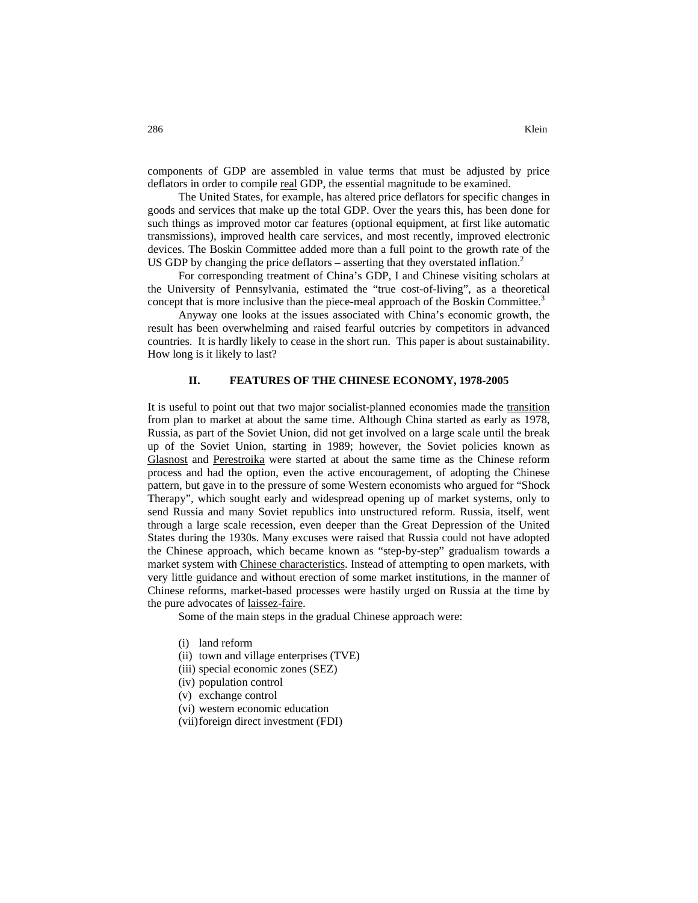components of GDP are assembled in value terms that must be adjusted by price deflators in order to compile real GDP, the essential magnitude to be examined.

The United States, for example, has altered price deflators for specific changes in goods and services that make up the total GDP. Over the years this, has been done for such things as improved motor car features (optional equipment, at first like automatic transmissions), improved health care services, and most recently, improved electronic devices. The Boskin Committee added more than a full point to the growth rate of the US GDP by changing the price deflators – asserting that they overstated inflation.[2]

For corresponding treatment of China's GDP, I and Chinese visiting scholars at the University of Pennsylvania, estimated the "true cost-of-living", as a theoretical concept that is more inclusive than the piece-meal approach of the Boskin Committee.[3]

Anyway one looks at the issues associated with China's economic growth, the result has been overwhelming and raised fearful outcries by competitors in advanced countries. It is hardly likely to cease in the short run. This paper is about sustainability. How long is it likely to last?

## II. FEATURES OF THE CHINESE ECONOMY, 1978-2005

It is useful to point out that two major socialist-planned economies made the transition from plan to market at about the same time. Although China started as early as 1978, Russia, as part of the Soviet Union, did not get involved on a large scale until the break up of the Soviet Union, starting in 1989; however, the Soviet policies known as Glasnost and Perestroika were started at about the same time as the Chinese reform process and had the option, even the active encouragement, of adopting the Chinese pattern, but gave in to the pressure of some Western economists who argued for "Shock Therapy", which sought early and widespread opening up of market systems, only to send Russia and many Soviet republics into unstructured reform. Russia, itself, went through a large scale recession, even deeper than the Great Depression of the United States during the 1930s. Many excuses were raised that Russia could not have adopted the Chinese approach, which became known as "step-by-step" gradualism towards a market system with Chinese characteristics. Instead of attempting to open markets, with very little guidance and without erection of some market institutions, in the manner of Chinese reforms, market-based processes were hastily urged on Russia at the time by the pure advocates of laissez-faire.

Some of the main steps in the gradual Chinese approach were:

- (i) land reform
- (ii) town and village enterprises (TVE)
- (iii) special economic zones (SEZ)
- (iv) population control
- (v) exchange control
- (vi) western economic education
- (vii) foreign direct investment (FDI)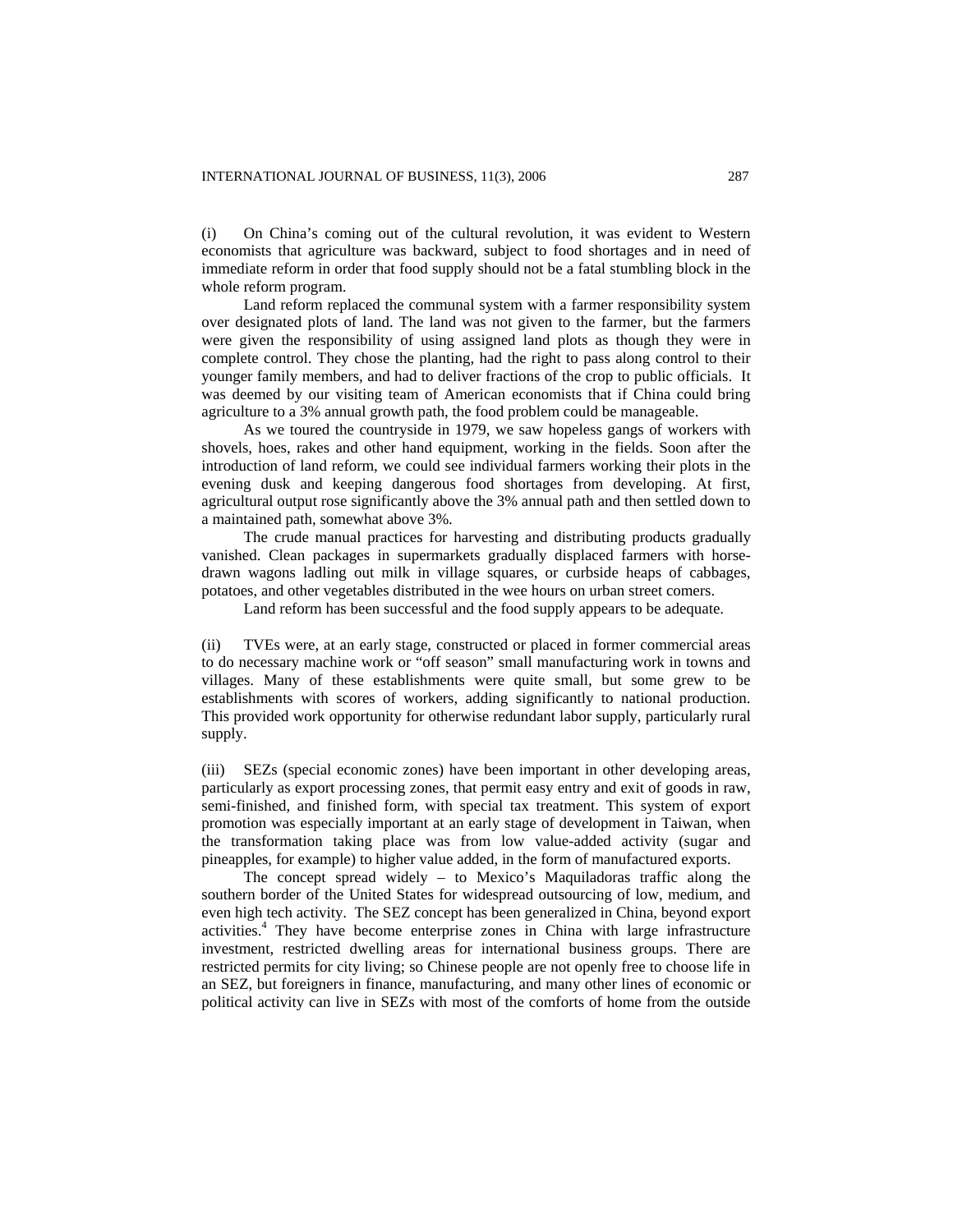(i) On China's coming out of the cultural revolution, it was evident to Western economists that agriculture was backward, subject to food shortages and in need of immediate reform in order that food supply should not be a fatal stumbling block in the whole reform program.

Land reform replaced the communal system with a farmer responsibility system over designated plots of land. The land was not given to the farmer, but the farmers were given the responsibility of using assigned land plots as though they were in complete control. They chose the planting, had the right to pass along control to their younger family members, and had to deliver fractions of the crop to public officials. It was deemed by our visiting team of American economists that if China could bring agriculture to a 3% annual growth path, the food problem could be manageable.

As we toured the countryside in 1979, we saw hopeless gangs of workers with shovels, hoes, rakes and other hand equipment, working in the fields. Soon after the introduction of land reform, we could see individual farmers working their plots in the evening dusk and keeping dangerous food shortages from developing. At first, agricultural output rose significantly above the 3% annual path and then settled down to a maintained path, somewhat above 3%.

The crude manual practices for harvesting and distributing products gradually vanished. Clean packages in supermarkets gradually displaced farmers with horse-drawn wagons ladling out milk in village squares, or curbside heaps of cabbages, potatoes, and other vegetables distributed in the wee hours on urban street comers.

Land reform has been successful and the food supply appears to be adequate.

(ii) TVEs were, at an early stage, constructed or placed in former commercial areas to do necessary machine work or "off season" small manufacturing work in towns and villages. Many of these establishments were quite small, but some grew to be establishments with scores of workers, adding significantly to national production. This provided work opportunity for otherwise redundant labor supply, particularly rural supply.

(iii) SEZs (special economic zones) have been important in other developing areas, particularly as export processing zones, that permit easy entry and exit of goods in raw, semi-finished, and finished form, with special tax treatment. This system of export promotion was especially important at an early stage of development in Taiwan, when the transformation taking place was from low value-added activity (sugar and pineapples, for example) to higher value added, in the form of manufactured exports.

The concept spread widely – to Mexico's Maquiladoras traffic along the southern border of the United States for widespread outsourcing of low, medium, and even high tech activity. The SEZ concept has been generalized in China, beyond export activities.[4] They have become enterprise zones in China with large infrastructure investment, restricted dwelling areas for international business groups. There are restricted permits for city living; so Chinese people are not openly free to choose life in an SEZ, but foreigners in finance, manufacturing, and many other lines of economic or political activity can live in SEZs with most of the comforts of home from the outside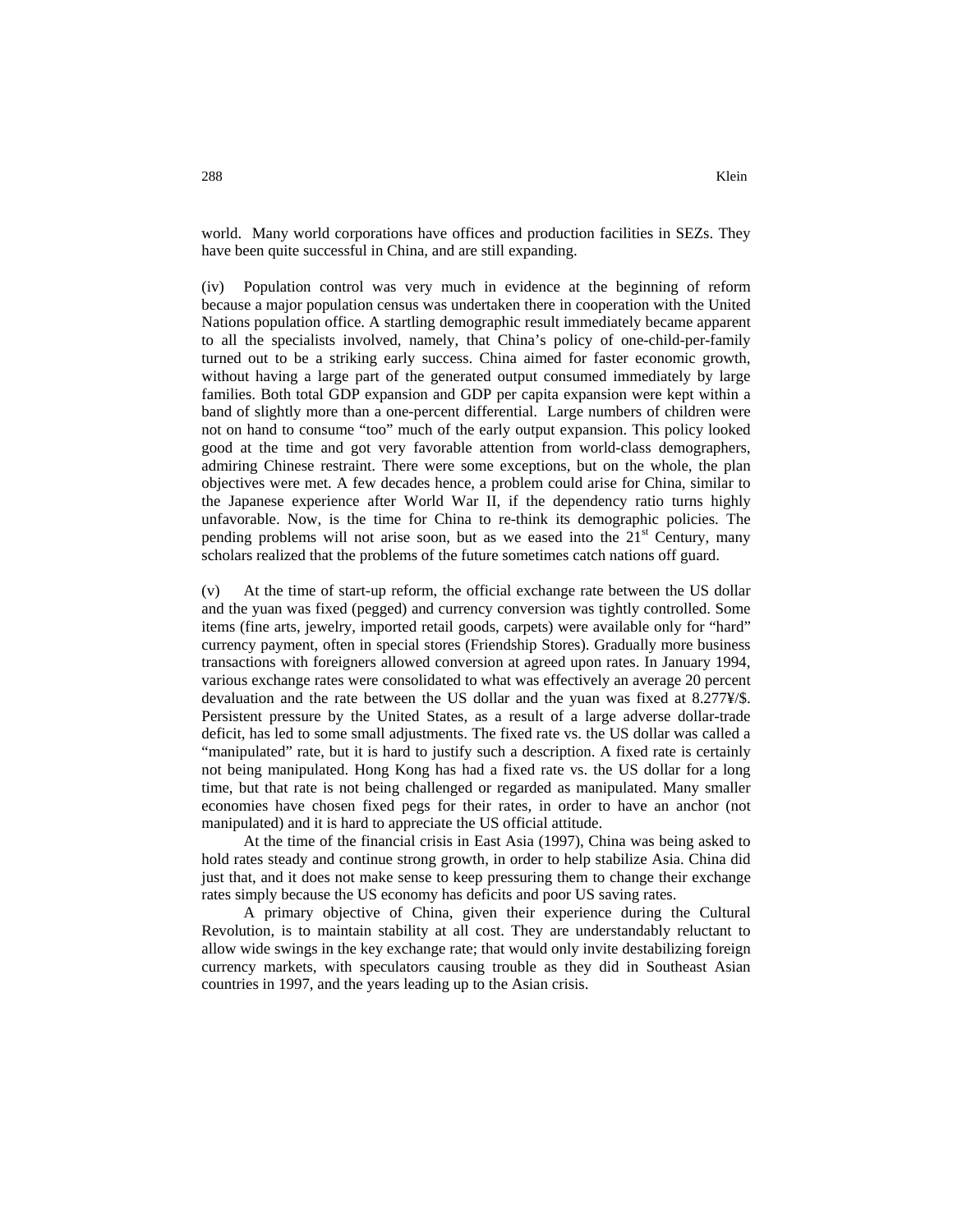world. Many world corporations have offices and production facilities in SEZs. They have been quite successful in China, and are still expanding.

(iv) Population control was very much in evidence at the beginning of reform because a major population census was undertaken there in cooperation with the United Nations population office. A startling demographic result immediately became apparent to all the specialists involved, namely, that China's policy of one-child-per-family turned out to be a striking early success. China aimed for faster economic growth, without having a large part of the generated output consumed immediately by large families. Both total GDP expansion and GDP per capita expansion were kept within a band of slightly more than a one-percent differential. Large numbers of children were not on hand to consume "too" much of the early output expansion. This policy looked good at the time and got very favorable attention from world-class demographers, admiring Chinese restraint. There were some exceptions, but on the whole, the plan objectives were met. A few decades hence, a problem could arise for China, similar to the Japanese experience after World War II, if the dependency ratio turns highly unfavorable. Now, is the time for China to re-think its demographic policies. The pending problems will not arise soon, but as we eased into the 21st Century, many scholars realized that the problems of the future sometimes catch nations off guard.

(v) At the time of start-up reform, the official exchange rate between the US dollar and the yuan was fixed (pegged) and currency conversion was tightly controlled. Some items (fine arts, jewelry, imported retail goods, carpets) were available only for "hard" currency payment, often in special stores (Friendship Stores). Gradually more business transactions with foreigners allowed conversion at agreed upon rates. In January 1994, various exchange rates were consolidated to what was effectively an average 20 percent devaluation and the rate between the US dollar and the yuan was fixed at 8.277¥/$. Persistent pressure by the United States, as a result of a large adverse dollar-trade deficit, has led to some small adjustments. The fixed rate vs. the US dollar was called a "manipulated" rate, but it is hard to justify such a description. A fixed rate is certainly not being manipulated. Hong Kong has had a fixed rate vs. the US dollar for a long time, but that rate is not being challenged or regarded as manipulated. Many smaller economies have chosen fixed pegs for their rates, in order to have an anchor (not manipulated) and it is hard to appreciate the US official attitude.

At the time of the financial crisis in East Asia (1997), China was being asked to hold rates steady and continue strong growth, in order to help stabilize Asia. China did just that, and it does not make sense to keep pressuring them to change their exchange rates simply because the US economy has deficits and poor US saving rates.

A primary objective of China, given their experience during the Cultural Revolution, is to maintain stability at all cost. They are understandably reluctant to allow wide swings in the key exchange rate; that would only invite destabilizing foreign currency markets, with speculators causing trouble as they did in Southeast Asian countries in 1997, and the years leading up to the Asian crisis.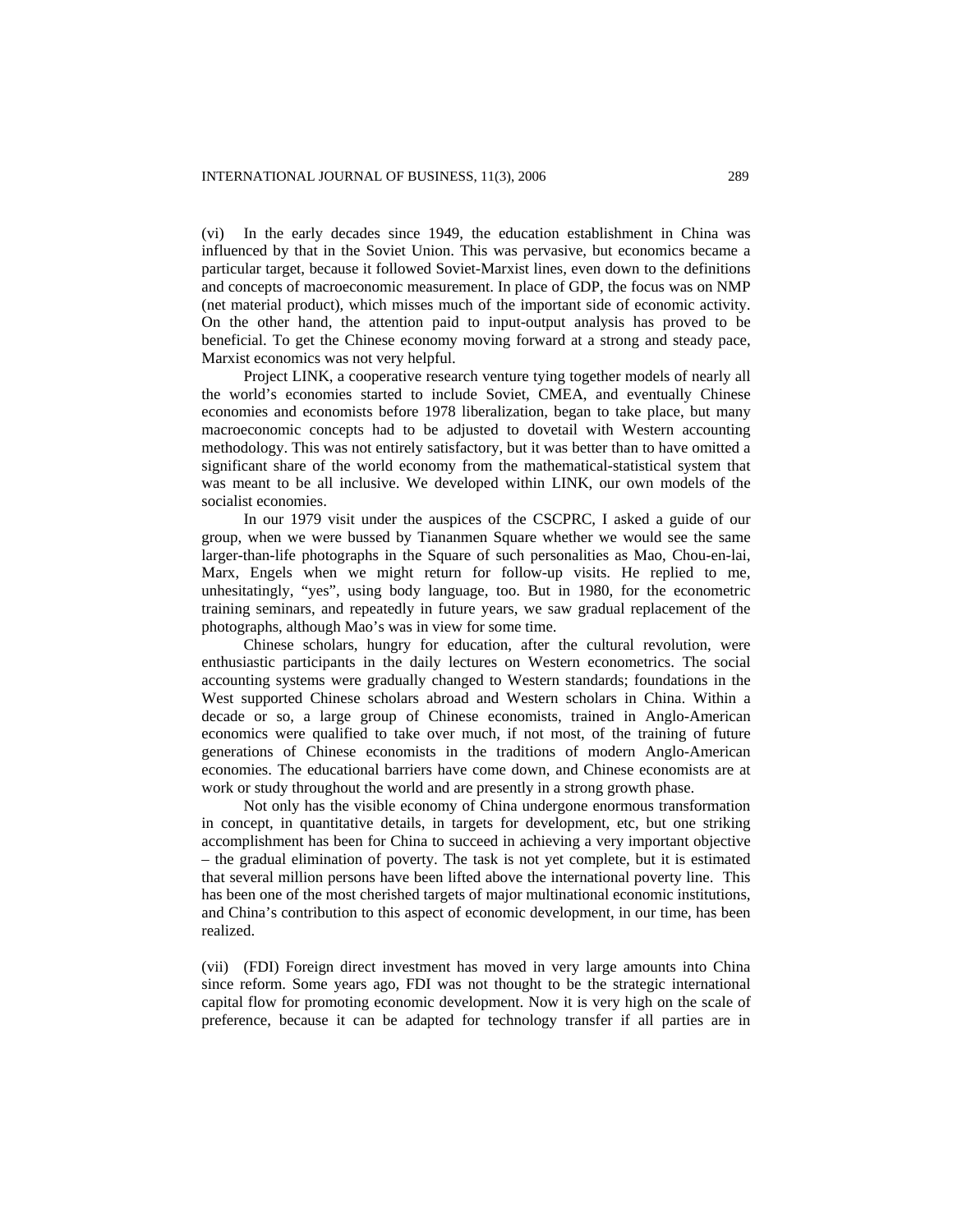(vi) In the early decades since 1949, the education establishment in China was influenced by that in the Soviet Union. This was pervasive, but economics became a particular target, because it followed Soviet-Marxist lines, even down to the definitions and concepts of macroeconomic measurement. In place of GDP, the focus was on NMP (net material product), which misses much of the important side of economic activity. On the other hand, the attention paid to input-output analysis has proved to be beneficial. To get the Chinese economy moving forward at a strong and steady pace, Marxist economics was not very helpful.

Project LINK, a cooperative research venture tying together models of nearly all the world's economies started to include Soviet, CMEA, and eventually Chinese economies and economists before 1978 liberalization, began to take place, but many macroeconomic concepts had to be adjusted to dovetail with Western accounting methodology. This was not entirely satisfactory, but it was better than to have omitted a significant share of the world economy from the mathematical-statistical system that was meant to be all inclusive. We developed within LINK, our own models of the socialist economies.

In our 1979 visit under the auspices of the CSCPRC, I asked a guide of our group, when we were bussed by Tiananmen Square whether we would see the same larger-than-life photographs in the Square of such personalities as Mao, Chou-en-lai, Marx, Engels when we might return for follow-up visits. He replied to me, unhesitatingly, "yes", using body language, too. But in 1980, for the econometric training seminars, and repeatedly in future years, we saw gradual replacement of the photographs, although Mao's was in view for some time.

Chinese scholars, hungry for education, after the cultural revolution, were enthusiastic participants in the daily lectures on Western econometrics. The social accounting systems were gradually changed to Western standards; foundations in the West supported Chinese scholars abroad and Western scholars in China. Within a decade or so, a large group of Chinese economists, trained in Anglo-American economics were qualified to take over much, if not most, of the training of future generations of Chinese economists in the traditions of modern Anglo-American economies. The educational barriers have come down, and Chinese economists are at work or study throughout the world and are presently in a strong growth phase.

Not only has the visible economy of China undergone enormous transformation in concept, in quantitative details, in targets for development, etc, but one striking accomplishment has been for China to succeed in achieving a very important objective – the gradual elimination of poverty. The task is not yet complete, but it is estimated that several million persons have been lifted above the international poverty line. This has been one of the most cherished targets of major multinational economic institutions, and China's contribution to this aspect of economic development, in our time, has been realized.

(vii) (FDI) Foreign direct investment has moved in very large amounts into China since reform. Some years ago, FDI was not thought to be the strategic international capital flow for promoting economic development. Now it is very high on the scale of preference, because it can be adapted for technology transfer if all parties are in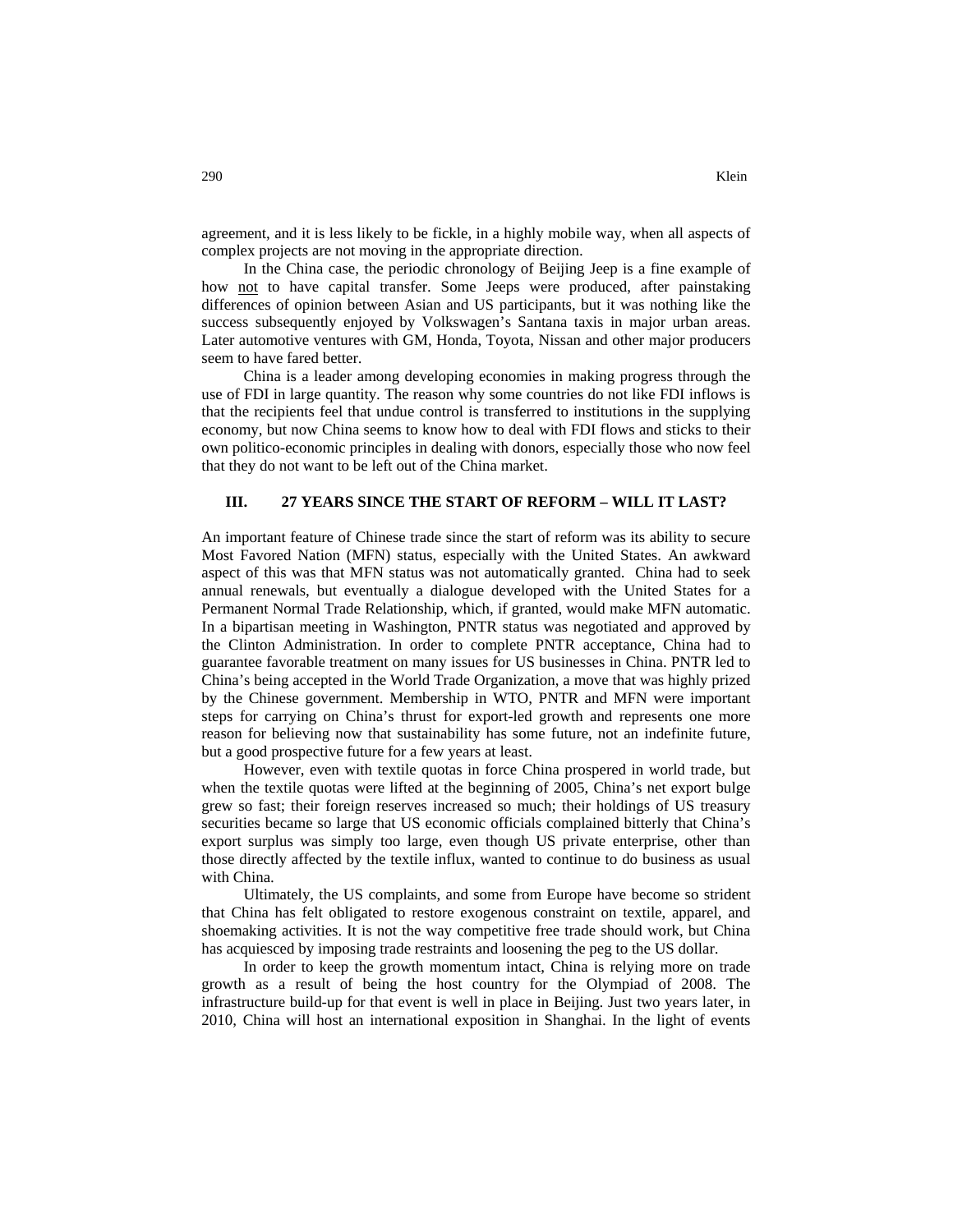agreement, and it is less likely to be fickle, in a highly mobile way, when all aspects of complex projects are not moving in the appropriate direction.

In the China case, the periodic chronology of Beijing Jeep is a fine example of how not to have capital transfer. Some Jeeps were produced, after painstaking differences of opinion between Asian and US participants, but it was nothing like the success subsequently enjoyed by Volkswagen's Santana taxis in major urban areas. Later automotive ventures with GM, Honda, Toyota, Nissan and other major producers seem to have fared better.

China is a leader among developing economies in making progress through the use of FDI in large quantity. The reason why some countries do not like FDI inflows is that the recipients feel that undue control is transferred to institutions in the supplying economy, but now China seems to know how to deal with FDI flows and sticks to their own politico-economic principles in dealing with donors, especially those who now feel that they do not want to be left out of the China market.

## III. 27 YEARS SINCE THE START OF REFORM – WILL IT LAST?

An important feature of Chinese trade since the start of reform was its ability to secure Most Favored Nation (MFN) status, especially with the United States. An awkward aspect of this was that MFN status was not automatically granted. China had to seek annual renewals, but eventually a dialogue developed with the United States for a Permanent Normal Trade Relationship, which, if granted, would make MFN automatic. In a bipartisan meeting in Washington, PNTR status was negotiated and approved by the Clinton Administration. In order to complete PNTR acceptance, China had to guarantee favorable treatment on many issues for US businesses in China. PNTR led to China's being accepted in the World Trade Organization, a move that was highly prized by the Chinese government. Membership in WTO, PNTR and MFN were important steps for carrying on China's thrust for export-led growth and represents one more reason for believing now that sustainability has some future, not an indefinite future, but a good prospective future for a few years at least.

However, even with textile quotas in force China prospered in world trade, but when the textile quotas were lifted at the beginning of 2005, China's net export bulge grew so fast; their foreign reserves increased so much; their holdings of US treasury securities became so large that US economic officials complained bitterly that China's export surplus was simply too large, even though US private enterprise, other than those directly affected by the textile influx, wanted to continue to do business as usual with China.

Ultimately, the US complaints, and some from Europe have become so strident that China has felt obligated to restore exogenous constraint on textile, apparel, and shoemaking activities. It is not the way competitive free trade should work, but China has acquiesced by imposing trade restraints and loosening the peg to the US dollar.

In order to keep the growth momentum intact, China is relying more on trade growth as a result of being the host country for the Olympiad of 2008. The infrastructure build-up for that event is well in place in Beijing. Just two years later, in 2010, China will host an international exposition in Shanghai. In the light of events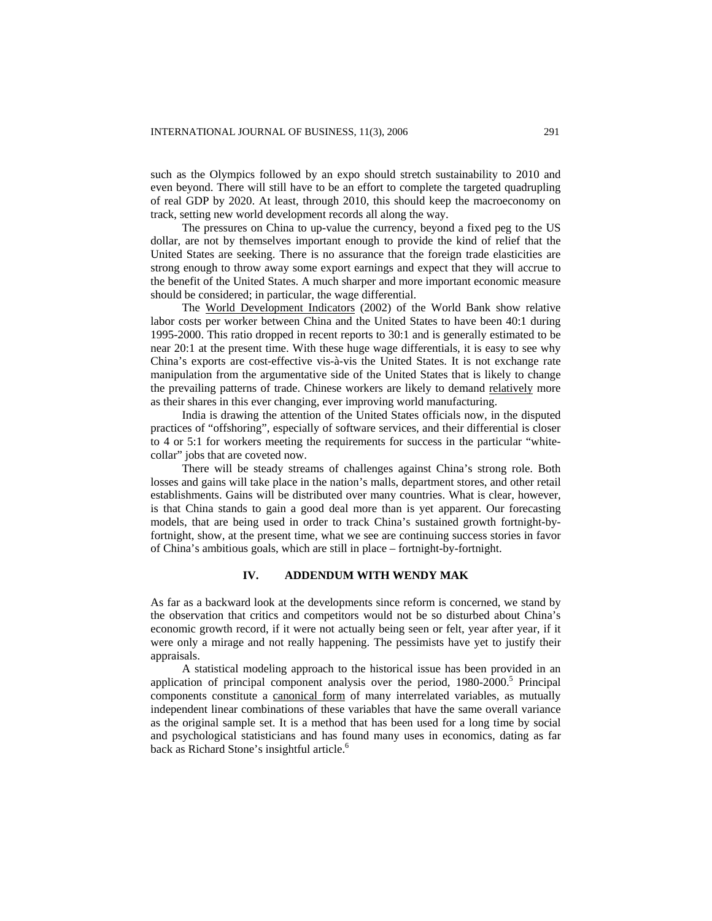such as the Olympics followed by an expo should stretch sustainability to 2010 and even beyond. There will still have to be an effort to complete the targeted quadrupling of real GDP by 2020. At least, through 2010, this should keep the macroeconomy on track, setting new world development records all along the way.

The pressures on China to up-value the currency, beyond a fixed peg to the US dollar, are not by themselves important enough to provide the kind of relief that the United States are seeking. There is no assurance that the foreign trade elasticities are strong enough to throw away some export earnings and expect that they will accrue to the benefit of the United States. A much sharper and more important economic measure should be considered; in particular, the wage differential.

The World Development Indicators (2002) of the World Bank show relative labor costs per worker between China and the United States to have been 40:1 during 1995-2000. This ratio dropped in recent reports to 30:1 and is generally estimated to be near 20:1 at the present time. With these huge wage differentials, it is easy to see why China's exports are cost-effective vis-à-vis the United States. It is not exchange rate manipulation from the argumentative side of the United States that is likely to change the prevailing patterns of trade. Chinese workers are likely to demand relatively more as their shares in this ever changing, ever improving world manufacturing.

India is drawing the attention of the United States officials now, in the disputed practices of "offshoring", especially of software services, and their differential is closer to 4 or 5:1 for workers meeting the requirements for success in the particular "white-collar" jobs that are coveted now.

There will be steady streams of challenges against China's strong role. Both losses and gains will take place in the nation's malls, department stores, and other retail establishments. Gains will be distributed over many countries. What is clear, however, is that China stands to gain a good deal more than is yet apparent. Our forecasting models, that are being used in order to track China's sustained growth fortnight-by-fortnight, show, at the present time, what we see are continuing success stories in favor of China's ambitious goals, which are still in place – fortnight-by-fortnight.

## IV. ADDENDUM WITH WENDY MAK

As far as a backward look at the developments since reform is concerned, we stand by the observation that critics and competitors would not be so disturbed about China's economic growth record, if it were not actually being seen or felt, year after year, if it were only a mirage and not really happening. The pessimists have yet to justify their appraisals.

A statistical modeling approach to the historical issue has been provided in an application of principal component analysis over the period, 1980-2000.[5] Principal components constitute a canonical form of many interrelated variables, as mutually independent linear combinations of these variables that have the same overall variance as the original sample set. It is a method that has been used for a long time by social and psychological statisticians and has found many uses in economics, dating as far back as Richard Stone's insightful article.[6]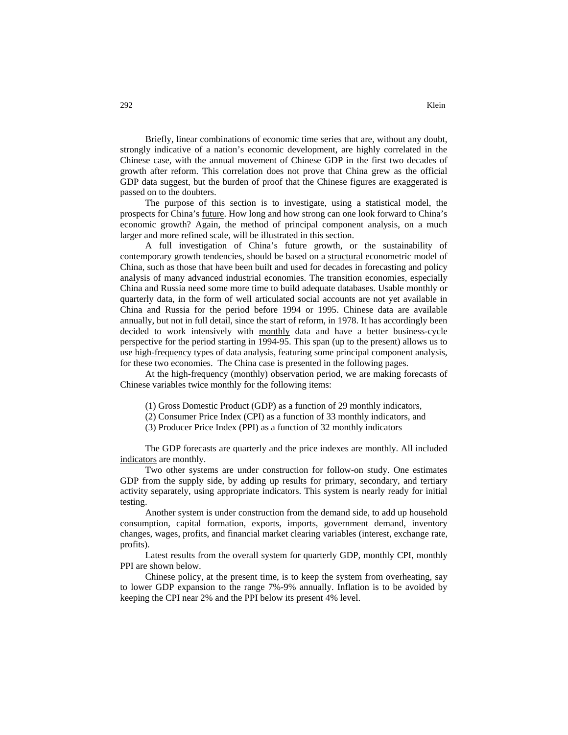Briefly, linear combinations of economic time series that are, without any doubt, strongly indicative of a nation's economic development, are highly correlated in the Chinese case, with the annual movement of Chinese GDP in the first two decades of growth after reform. This correlation does not prove that China grew as the official GDP data suggest, but the burden of proof that the Chinese figures are exaggerated is passed on to the doubters.

The purpose of this section is to investigate, using a statistical model, the prospects for China's <u>future</u>. How long and how strong can one look forward to China's economic growth? Again, the method of principal component analysis, on a much larger and more refined scale, will be illustrated in this section.

A full investigation of China's future growth, or the sustainability of contemporary growth tendencies, should be based on a <u>structural</u> econometric model of China, such as those that have been built and used for decades in forecasting and policy analysis of many advanced industrial economies. The transition economies, especially China and Russia need some more time to build adequate databases. Usable monthly or quarterly data, in the form of well articulated social accounts are not yet available in China and Russia for the period before 1994 or 1995. Chinese data are available annually, but not in full detail, since the start of reform, in 1978. It has accordingly been decided to work intensively with <u>monthly</u> data and have a better business-cycle perspective for the period starting in 1994-95. This span (up to the present) allows us to use <u>high-frequency</u> types of data analysis, featuring some principal component analysis, for these two economies. The China case is presented in the following pages.

At the high-frequency (monthly) observation period, we are making forecasts of Chinese variables twice monthly for the following items:

(1) Gross Domestic Product (GDP) as a function of 29 monthly indicators,
(2) Consumer Price Index (CPI) as a function of 33 monthly indicators, and
(3) Producer Price Index (PPI) as a function of 32 monthly indicators

The GDP forecasts are quarterly and the price indexes are monthly. All included <u>indicators</u> are monthly.

Two other systems are under construction for follow-on study. One estimates GDP from the supply side, by adding up results for primary, secondary, and tertiary activity separately, using appropriate indicators. This system is nearly ready for initial testing.

Another system is under construction from the demand side, to add up household consumption, capital formation, exports, imports, government demand, inventory changes, wages, profits, and financial market clearing variables (interest, exchange rate, profits).

Latest results from the overall system for quarterly GDP, monthly CPI, monthly PPI are shown below.

Chinese policy, at the present time, is to keep the system from overheating, say to lower GDP expansion to the range 7%-9% annually. Inflation is to be avoided by keeping the CPI near 2% and the PPI below its present 4% level.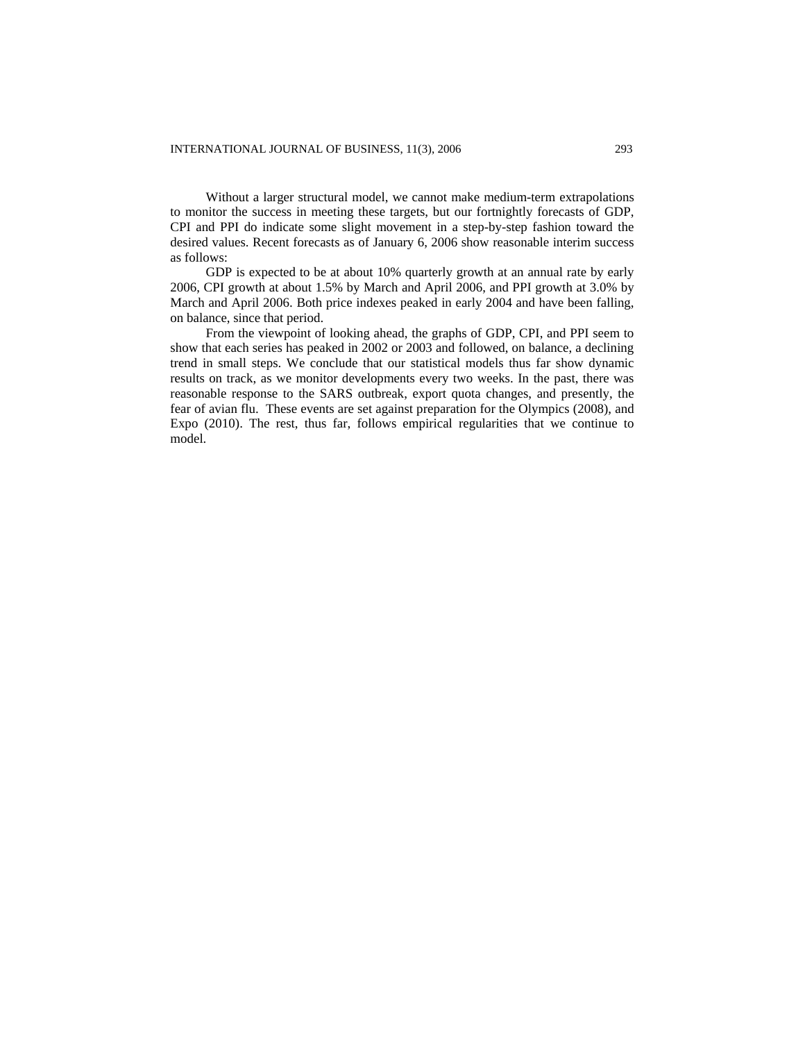Without a larger structural model, we cannot make medium-term extrapolations to monitor the success in meeting these targets, but our fortnightly forecasts of GDP, CPI and PPI do indicate some slight movement in a step-by-step fashion toward the desired values. Recent forecasts as of January 6, 2006 show reasonable interim success as follows:

GDP is expected to be at about 10% quarterly growth at an annual rate by early 2006, CPI growth at about 1.5% by March and April 2006, and PPI growth at 3.0% by March and April 2006. Both price indexes peaked in early 2004 and have been falling, on balance, since that period.

From the viewpoint of looking ahead, the graphs of GDP, CPI, and PPI seem to show that each series has peaked in 2002 or 2003 and followed, on balance, a declining trend in small steps. We conclude that our statistical models thus far show dynamic results on track, as we monitor developments every two weeks. In the past, there was reasonable response to the SARS outbreak, export quota changes, and presently, the fear of avian flu. These events are set against preparation for the Olympics (2008), and Expo (2010). The rest, thus far, follows empirical regularities that we continue to model.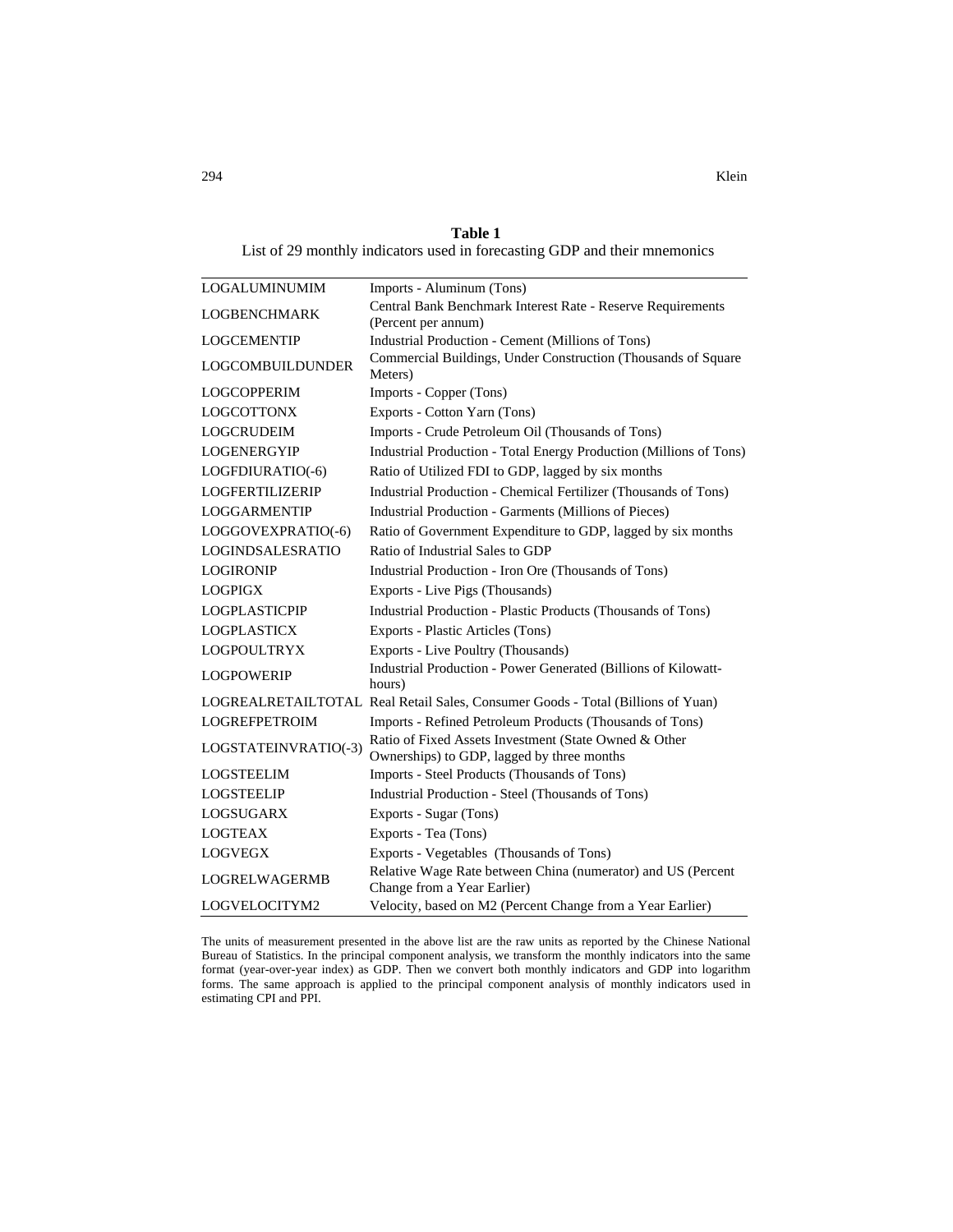**Table 1**
List of 29 monthly indicators used in forecasting GDP and their mnemonics

| | |
|---|---|
| LOGALUMINUMIM | Imports - Aluminum (Tons) |
| LOGBENCHMARK | Central Bank Benchmark Interest Rate - Reserve Requirements (Percent per annum) |
| LOGCEMENTIP | Industrial Production - Cement (Millions of Tons) |
| LOGCOMBUILDUNDER | Commercial Buildings, Under Construction (Thousands of Square Meters) |
| LOGCOPPERIM | Imports - Copper (Tons) |
| LOGCOTTONX | Exports - Cotton Yarn (Tons) |
| LOGCRUDEIM | Imports - Crude Petroleum Oil (Thousands of Tons) |
| LOGENERGYIP | Industrial Production - Total Energy Production (Millions of Tons) |
| LOGFDIURATIO(-6) | Ratio of Utilized FDI to GDP, lagged by six months |
| LOGFERTILIZERIP | Industrial Production - Chemical Fertilizer (Thousands of Tons) |
| LOGGARMENTIP | Industrial Production - Garments (Millions of Pieces) |
| LOGGOVEXPRATIO(-6) | Ratio of Government Expenditure to GDP, lagged by six months |
| LOGINDSALESRATIO | Ratio of Industrial Sales to GDP |
| LOGIRONIP | Industrial Production - Iron Ore (Thousands of Tons) |
| LOGPIGX | Exports - Live Pigs (Thousands) |
| LOGPLASTICPIP | Industrial Production - Plastic Products (Thousands of Tons) |
| LOGPLASTICX | Exports - Plastic Articles (Tons) |
| LOGPOULTRYX | Exports - Live Poultry (Thousands) |
| LOGPOWERIP | Industrial Production - Power Generated (Billions of Kilowatt-hours) |
| LOGREALRETAILTOTAL | Real Retail Sales, Consumer Goods - Total (Billions of Yuan) |
| LOGREFPETROIM | Imports - Refined Petroleum Products (Thousands of Tons) |
| LOGSTATEINVRATIO(-3) | Ratio of Fixed Assets Investment (State Owned & Other Ownerships) to GDP, lagged by three months |
| LOGSTEELIM | Imports - Steel Products (Thousands of Tons) |
| LOGSTEELIP | Industrial Production - Steel (Thousands of Tons) |
| LOGSUGARX | Exports - Sugar (Tons) |
| LOGTEAX | Exports - Tea (Tons) |
| LOGVEGX | Exports - Vegetables (Thousands of Tons) |
| LOGRELWAGERMB | Relative Wage Rate between China (numerator) and US (Percent Change from a Year Earlier) |
| LOGVELOCITYM2 | Velocity, based on M2 (Percent Change from a Year Earlier) |

The units of measurement presented in the above list are the raw units as reported by the Chinese National Bureau of Statistics. In the principal component analysis, we transform the monthly indicators into the same format (year-over-year index) as GDP. Then we convert both monthly indicators and GDP into logarithm forms. The same approach is applied to the principal component analysis of monthly indicators used in estimating CPI and PPI.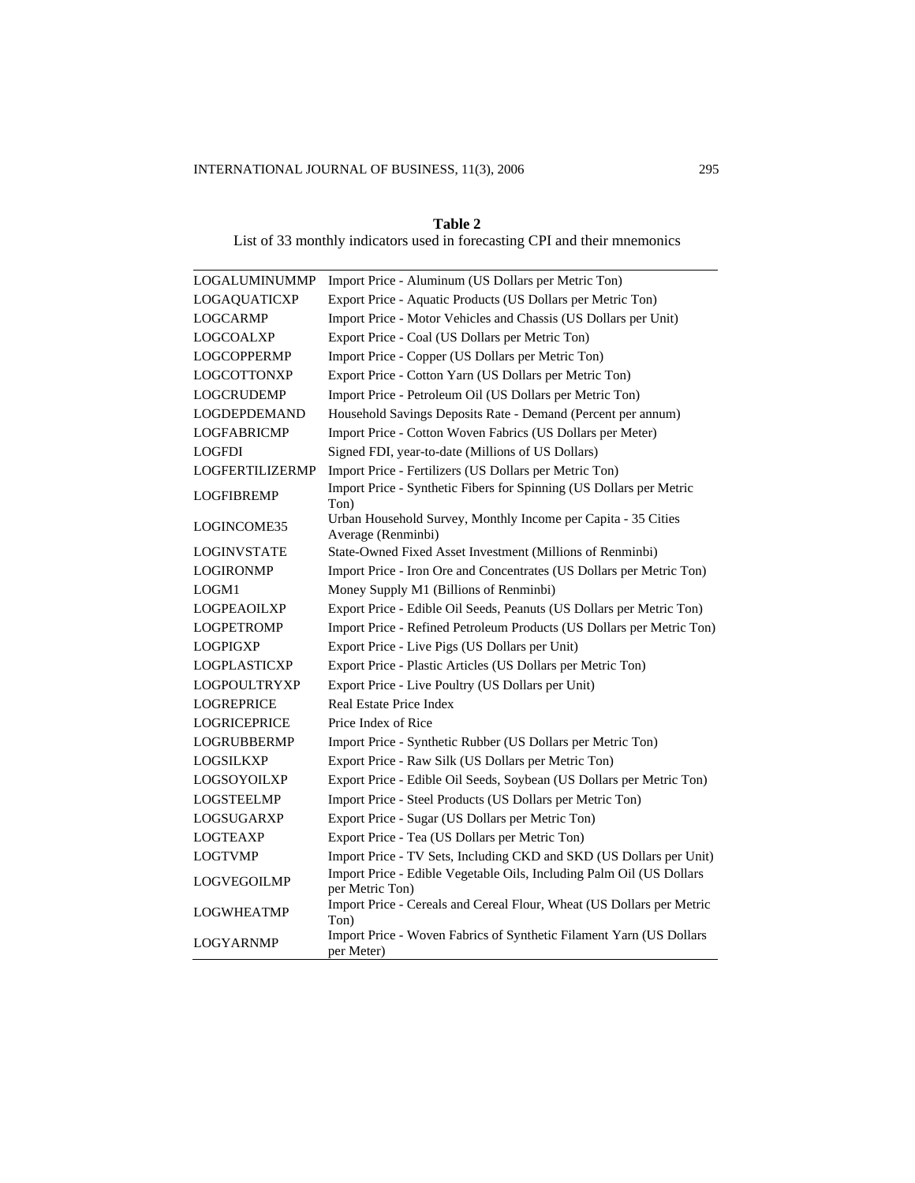**Table 2**

List of 33 monthly indicators used in forecasting CPI and their mnemonics

| | |
|---|---|
| LOGALUMINUMMP | Import Price - Aluminum (US Dollars per Metric Ton) |
| LOGAQUATICXP | Export Price - Aquatic Products (US Dollars per Metric Ton) |
| LOGCARMP | Import Price - Motor Vehicles and Chassis (US Dollars per Unit) |
| LOGCOALXP | Export Price - Coal (US Dollars per Metric Ton) |
| LOGCOPPERMP | Import Price - Copper (US Dollars per Metric Ton) |
| LOGCOTTONXP | Export Price - Cotton Yarn (US Dollars per Metric Ton) |
| LOGCRUDEMP | Import Price - Petroleum Oil (US Dollars per Metric Ton) |
| LOGDEPDEMAND | Household Savings Deposits Rate - Demand (Percent per annum) |
| LOGFABRICMP | Import Price - Cotton Woven Fabrics (US Dollars per Meter) |
| LOGFDI | Signed FDI, year-to-date (Millions of US Dollars) |
| LOGFERTILIZERMP | Import Price - Fertilizers (US Dollars per Metric Ton) |
| LOGFIBREMP | Import Price - Synthetic Fibers for Spinning (US Dollars per Metric Ton) |
| LOGINCOME35 | Urban Household Survey, Monthly Income per Capita - 35 Cities Average (Renminbi) |
| LOGINVSTATE | State-Owned Fixed Asset Investment (Millions of Renminbi) |
| LOGIRONMP | Import Price - Iron Ore and Concentrates (US Dollars per Metric Ton) |
| LOGM1 | Money Supply M1 (Billions of Renminbi) |
| LOGPEAOILXP | Export Price - Edible Oil Seeds, Peanuts (US Dollars per Metric Ton) |
| LOGPETROMP | Import Price - Refined Petroleum Products (US Dollars per Metric Ton) |
| LOGPIGXP | Export Price - Live Pigs (US Dollars per Unit) |
| LOGPLASTICXP | Export Price - Plastic Articles (US Dollars per Metric Ton) |
| LOGPOULTRYXP | Export Price - Live Poultry (US Dollars per Unit) |
| LOGREPRICE | Real Estate Price Index |
| LOGRICEPRICE | Price Index of Rice |
| LOGRUBBERMP | Import Price - Synthetic Rubber (US Dollars per Metric Ton) |
| LOGSILKXP | Export Price - Raw Silk (US Dollars per Metric Ton) |
| LOGSOYOILXP | Export Price - Edible Oil Seeds, Soybean (US Dollars per Metric Ton) |
| LOGSTEELMP | Import Price - Steel Products (US Dollars per Metric Ton) |
| LOGSUGARXP | Export Price - Sugar (US Dollars per Metric Ton) |
| LOGTEAXP | Export Price - Tea (US Dollars per Metric Ton) |
| LOGTVMP | Import Price - TV Sets, Including CKD and SKD (US Dollars per Unit) |
| LOGVEGOILMP | Import Price - Edible Vegetable Oils, Including Palm Oil (US Dollars per Metric Ton) |
| LOGWHEATMP | Import Price - Cereals and Cereal Flour, Wheat (US Dollars per Metric Ton) |
| LOGYARNMP | Import Price - Woven Fabrics of Synthetic Filament Yarn (US Dollars per Meter) |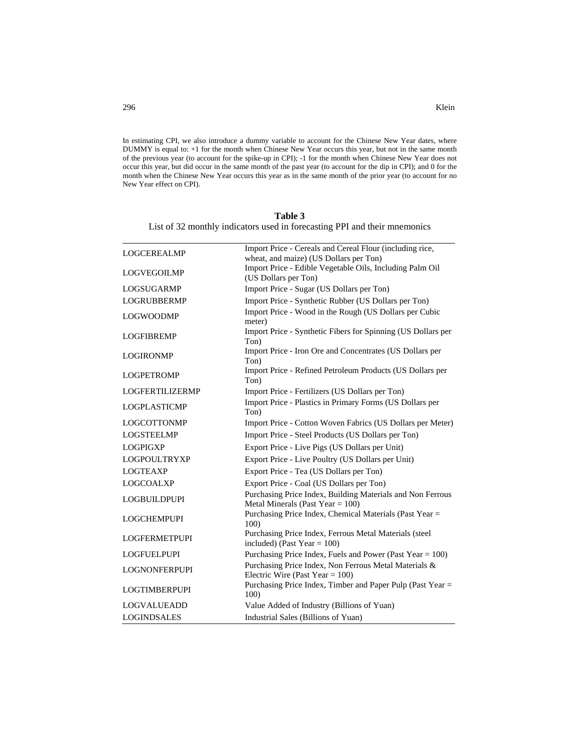In estimating CPI, we also introduce a dummy variable to account for the Chinese New Year dates, where DUMMY is equal to: +1 for the month when Chinese New Year occurs this year, but not in the same month of the previous year (to account for the spike-up in CPI); -1 for the month when Chinese New Year does not occur this year, but did occur in the same month of the past year (to account for the dip in CPI); and 0 for the month when the Chinese New Year occurs this year as in the same month of the prior year (to account for no New Year effect on CPI).

**Table 3**

List of 32 monthly indicators used in forecasting PPI and their mnemonics

| | |
|---|---|
| LOGCEREALMP | Import Price - Cereals and Cereal Flour (including rice, wheat, and maize) (US Dollars per Ton) |
| LOGVEGOILMP | Import Price - Edible Vegetable Oils, Including Palm Oil (US Dollars per Ton) |
| LOGSUGARMP | Import Price - Sugar (US Dollars per Ton) |
| LOGRUBBERMP | Import Price - Synthetic Rubber (US Dollars per Ton) |
| LOGWOODMP | Import Price - Wood in the Rough (US Dollars per Cubic meter) |
| LOGFIBREMP | Import Price - Synthetic Fibers for Spinning (US Dollars per Ton) |
| LOGIRONMP | Import Price - Iron Ore and Concentrates (US Dollars per Ton) |
| LOGPETROMP | Import Price - Refined Petroleum Products (US Dollars per Ton) |
| LOGFERTILIZERMP | Import Price - Fertilizers (US Dollars per Ton) |
| LOGPLASTICMP | Import Price - Plastics in Primary Forms (US Dollars per Ton) |
| LOGCOTTONMP | Import Price - Cotton Woven Fabrics (US Dollars per Meter) |
| LOGSTEELMP | Import Price - Steel Products (US Dollars per Ton) |
| LOGPIGXP | Export Price - Live Pigs (US Dollars per Unit) |
| LOGPOULTRYXP | Export Price - Live Poultry (US Dollars per Unit) |
| LOGTEAXP | Export Price - Tea (US Dollars per Ton) |
| LOGCOALXP | Export Price - Coal (US Dollars per Ton) |
| LOGBUILDPUPI | Purchasing Price Index, Building Materials and Non Ferrous Metal Minerals (Past Year = 100) |
| LOGCHEMPUPI | Purchasing Price Index, Chemical Materials (Past Year = 100) |
| LOGFERMETPUPI | Purchasing Price Index, Ferrous Metal Materials (steel included) (Past Year = 100) |
| LOGFUELPUPI | Purchasing Price Index, Fuels and Power (Past Year = 100) |
| LOGNONFERPUPI | Purchasing Price Index, Non Ferrous Metal Materials & Electric Wire (Past Year = 100) |
| LOGTIMBERPUPI | Purchasing Price Index, Timber and Paper Pulp (Past Year = 100) |
| LOGVALUEADD | Value Added of Industry (Billions of Yuan) |
| LOGINDSALES | Industrial Sales (Billions of Yuan) |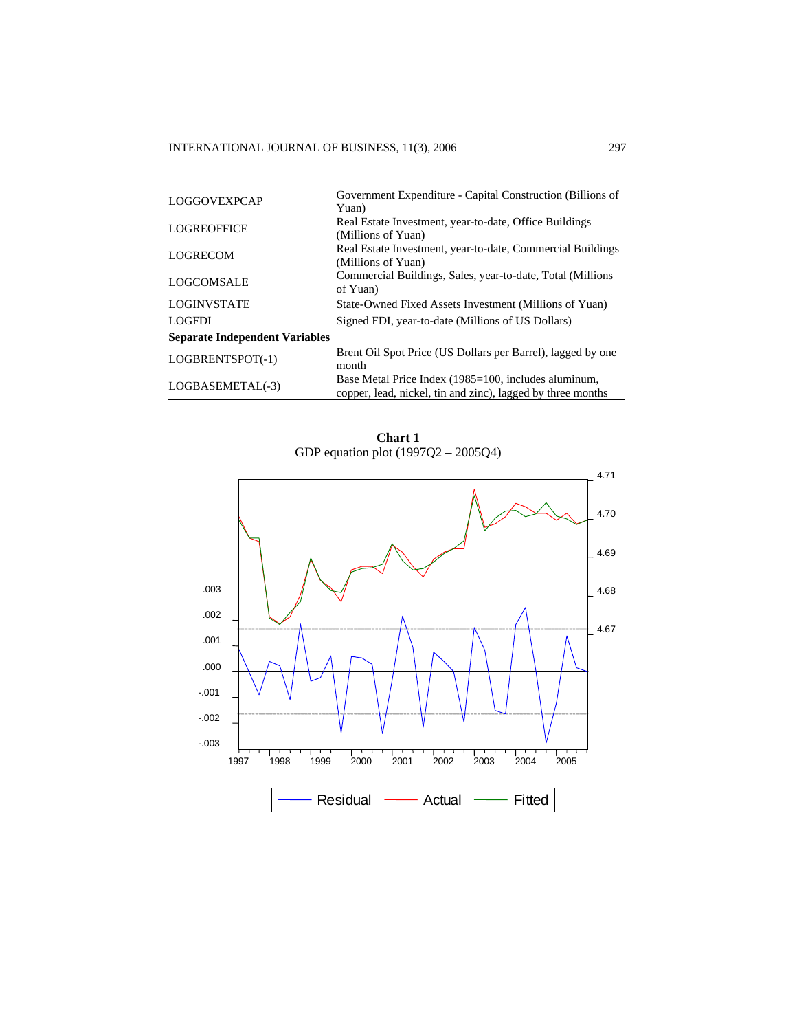| | |
|---|---|
| LOGGOVEXPCAP | Government Expenditure - Capital Construction (Billions of Yuan) |
| LOGREOFFICE | Real Estate Investment, year-to-date, Office Buildings (Millions of Yuan) |
| LOGRECOM | Real Estate Investment, year-to-date, Commercial Buildings (Millions of Yuan) |
| LOGCOMSALE | Commercial Buildings, Sales, year-to-date, Total (Millions of Yuan) |
| LOGINVSTATE | State-Owned Fixed Assets Investment (Millions of Yuan) |
| LOGFDI | Signed FDI, year-to-date (Millions of US Dollars) |
| **Separate Independent Variables** | |
| LOGBRENTSPOT(-1) | Brent Oil Spot Price (US Dollars per Barrel), lagged by one month |
| LOGBASEMETAL(-3) | Base Metal Price Index (1985=100, includes aluminum, copper, lead, nickel, tin and zinc), lagged by three months |

**Chart 1**
GDP equation plot (1997Q2 – 2005Q4)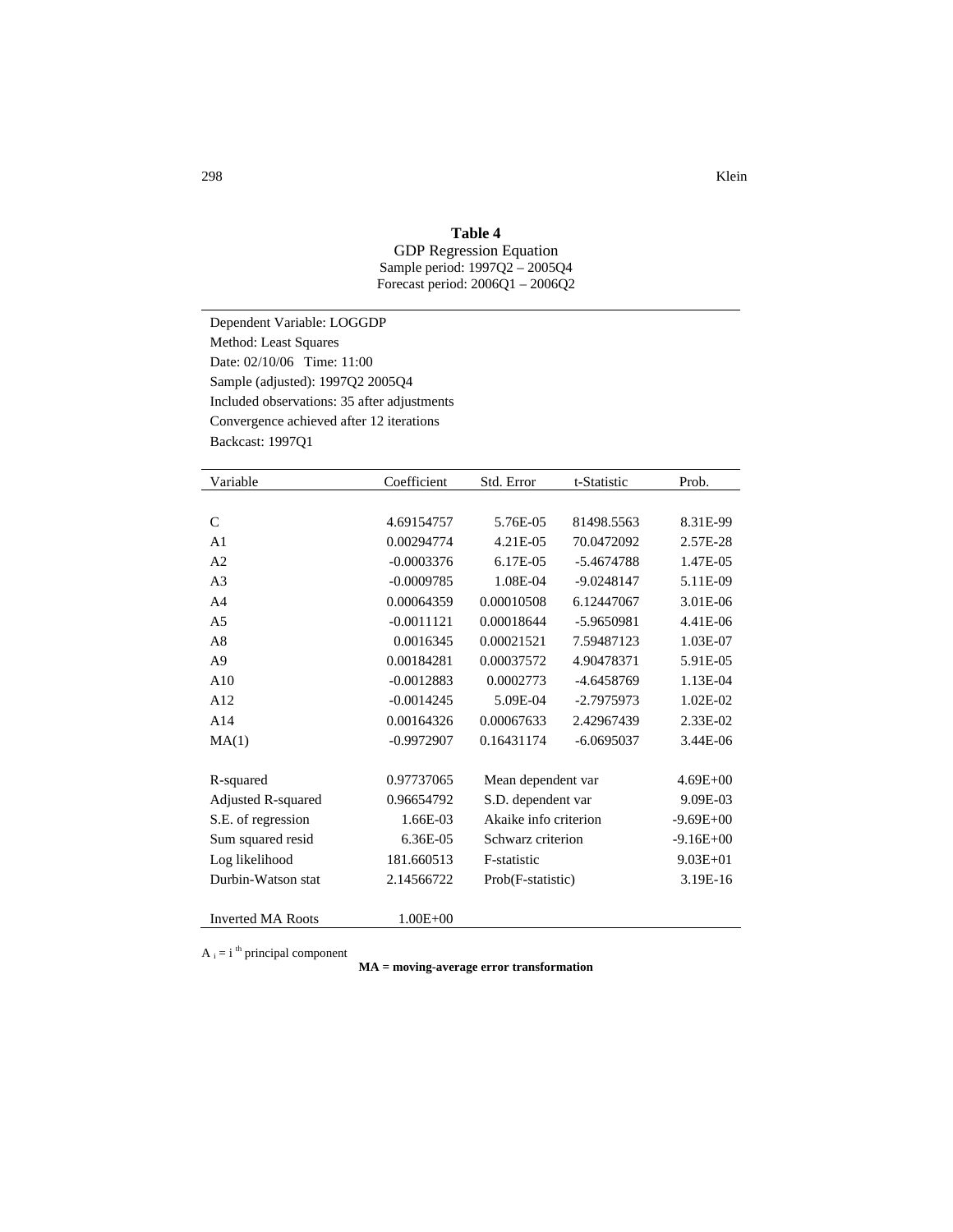**Table 4**

GDP Regression Equation

Sample period: 1997Q2 – 2005Q4

Forecast period: 2006Q1 – 2006Q2

Dependent Variable: LOGGDP
Method: Least Squares
Date: 02/10/06 Time: 11:00
Sample (adjusted): 1997Q2 2005Q4
Included observations: 35 after adjustments
Convergence achieved after 12 iterations
Backcast: 1997Q1

| Variable | Coefficient | Std. Error | t-Statistic | Prob. |
|---|---|---|---|---|
| C | 4.69154757 | 5.76E-05 | 81498.5563 | 8.31E-99 |
| A1 | 0.00294774 | 4.21E-05 | 70.0472092 | 2.57E-28 |
| A2 | -0.0003376 | 6.17E-05 | -5.4674788 | 1.47E-05 |
| A3 | -0.0009785 | 1.08E-04 | -9.0248147 | 5.11E-09 |
| A4 | 0.00064359 | 0.00010508 | 6.12447067 | 3.01E-06 |
| A5 | -0.0011121 | 0.00018644 | -5.9650981 | 4.41E-06 |
| A8 | 0.0016345 | 0.00021521 | 7.59487123 | 1.03E-07 |
| A9 | 0.00184281 | 0.00037572 | 4.90478371 | 5.91E-05 |
| A10 | -0.0012883 | 0.0002773 | -4.6458769 | 1.13E-04 |
| A12 | -0.0014245 | 5.09E-04 | -2.7975973 | 1.02E-02 |
| A14 | 0.00164326 | 0.00067633 | 2.42967439 | 2.33E-02 |
| MA(1) | -0.9972907 | 0.16431174 | -6.0695037 | 3.44E-06 |
| | | | | |
| R-squared | 0.97737065 | Mean dependent var | | 4.69E+00 |
| Adjusted R-squared | 0.96654792 | S.D. dependent var | | 9.09E-03 |
| S.E. of regression | 1.66E-03 | Akaike info criterion | | -9.69E+00 |
| Sum squared resid | 6.36E-05 | Schwarz criterion | | -9.16E+00 |
| Log likelihood | 181.660513 | F-statistic | | 9.03E+01 |
| Durbin-Watson stat | 2.14566722 | Prob(F-statistic) | | 3.19E-16 |
| | | | | |
| Inverted MA Roots | 1.00E+00 | | | |

$A_i = i^{th}$ principal component

**MA = moving-average error transformation**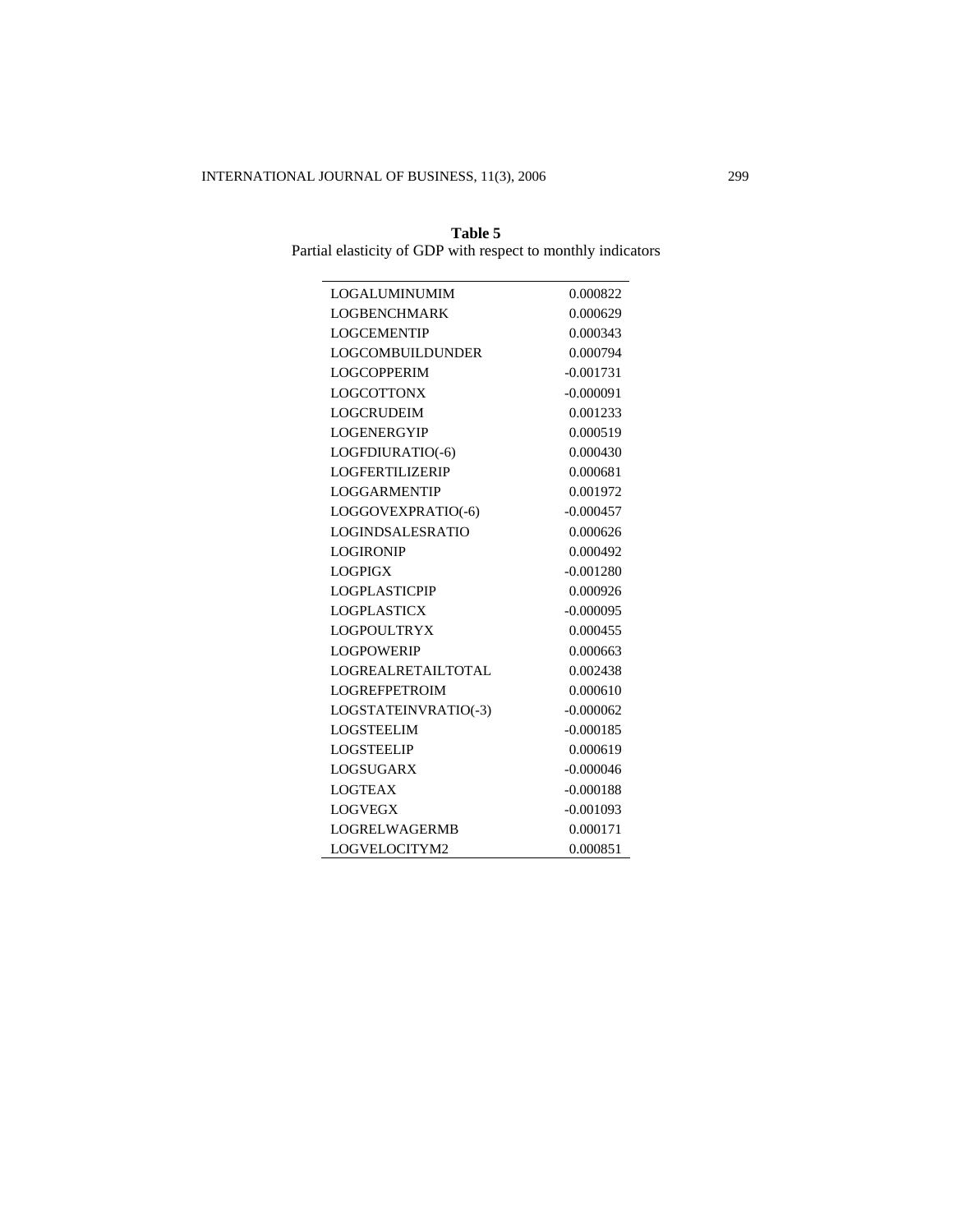**Table 5**
Partial elasticity of GDP with respect to monthly indicators

| | |
|---|---|
| LOGALUMINUMIM | 0.000822 |
| LOGBENCHMARK | 0.000629 |
| LOGCEMENTIP | 0.000343 |
| LOGCOMBUILDUNDER | 0.000794 |
| LOGCOPPERIM | -0.001731 |
| LOGCOTTONX | -0.000091 |
| LOGCRUDEIM | 0.001233 |
| LOGENERGYIP | 0.000519 |
| LOGFDIURATIO(-6) | 0.000430 |
| LOGFERTILIZERIP | 0.000681 |
| LOGGARMENTIP | 0.001972 |
| LOGGOVEXPRATIO(-6) | -0.000457 |
| LOGINDSALESRATIO | 0.000626 |
| LOGIRONIP | 0.000492 |
| LOGPIGX | -0.001280 |
| LOGPLASTICPIP | 0.000926 |
| LOGPLASTICX | -0.000095 |
| LOGPOULTRYX | 0.000455 |
| LOGPOWERIP | 0.000663 |
| LOGREALRETAILTOTAL | 0.002438 |
| LOGREFPETROIM | 0.000610 |
| LOGSTATEINVRATIO(-3) | -0.000062 |
| LOGSTEELIM | -0.000185 |
| LOGSTEELIP | 0.000619 |
| LOGSUGARX | -0.000046 |
| LOGTEAX | -0.000188 |
| LOGVEGX | -0.001093 |
| LOGRELWAGERMB | 0.000171 |
| LOGVELOCITYM2 | 0.000851 |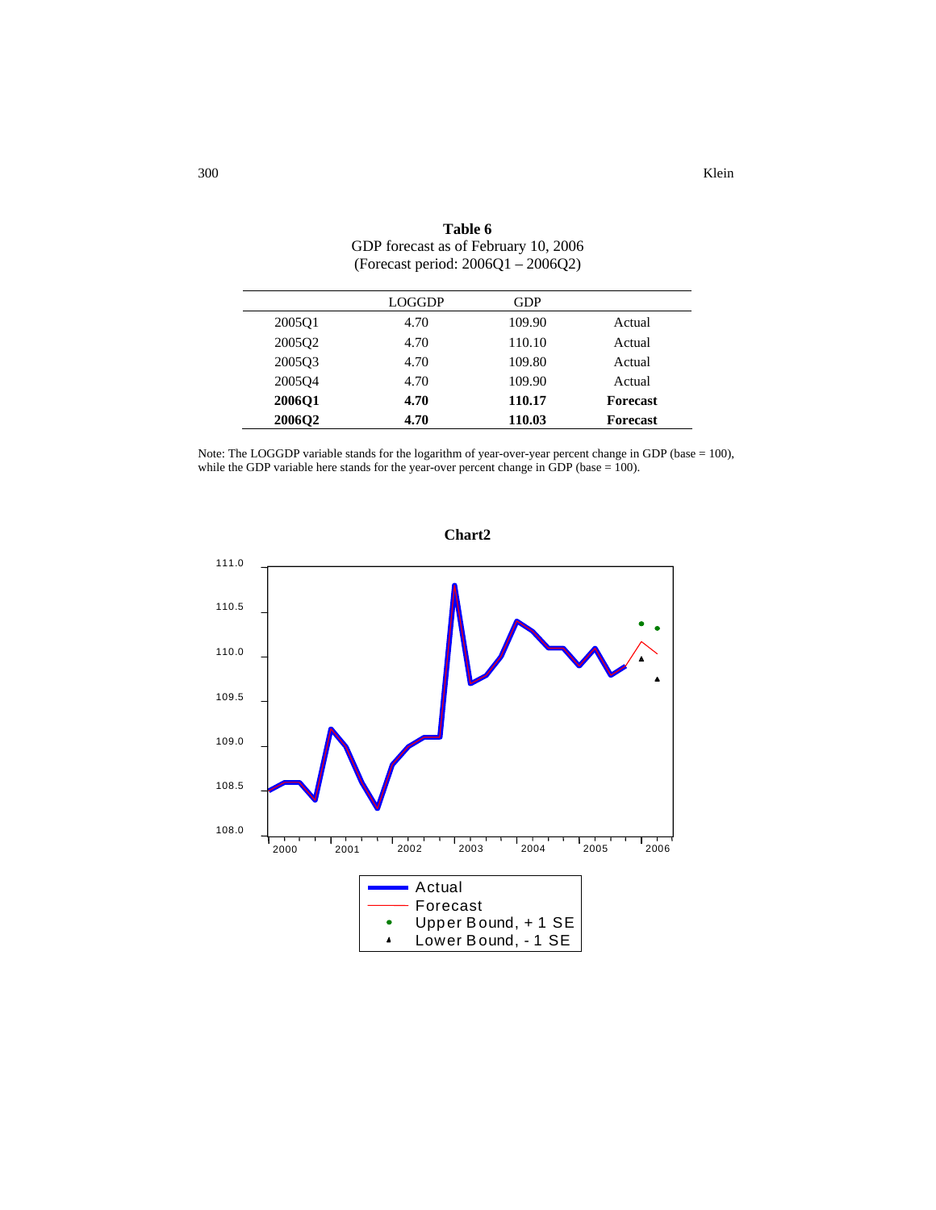**Table 6**
GDP forecast as of February 10, 2006
(Forecast period: 2006Q1 – 2006Q2)

| | LOGGDP | GDP | |
|---|---|---|---|
| 2005Q1 | 4.70 | 109.90 | Actual |
| 2005Q2 | 4.70 | 110.10 | Actual |
| 2005Q3 | 4.70 | 109.80 | Actual |
| 2005Q4 | 4.70 | 109.90 | Actual |
| **2006Q1** | **4.70** | **110.17** | **Forecast** |
| **2006Q2** | **4.70** | **110.03** | **Forecast** |

Note: The LOGGDP variable stands for the logarithm of year-over-year percent change in GDP (base = 100), while the GDP variable here stands for the year-over percent change in GDP (base = 100).

**Chart2**

Legend: Actual; Forecast; Upper Bound, + 1 SE; Lower Bound, - 1 SE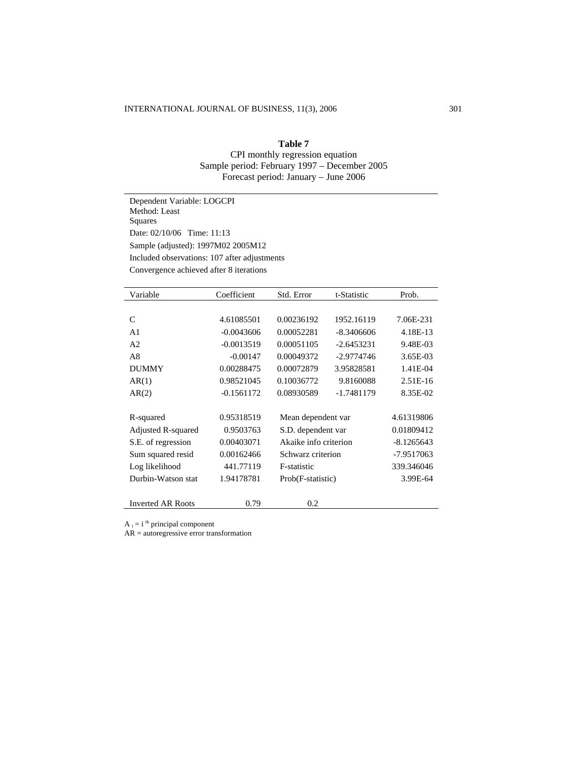**Table 7**

CPI monthly regression equation

Sample period: February 1997 – December 2005

Forecast period: January – June 2006

Dependent Variable: LOGCPI
Method: Least
Squares
Date: 02/10/06 Time: 11:13
Sample (adjusted): 1997M02 2005M12
Included observations: 107 after adjustments
Convergence achieved after 8 iterations

| Variable | Coefficient | Std. Error | t-Statistic | Prob. |
|---|---|---|---|---|
| C | 4.61085501 | 0.00236192 | 1952.16119 | 7.06E-231 |
| A1 | -0.0043606 | 0.00052281 | -8.3406606 | 4.18E-13 |
| A2 | -0.0013519 | 0.00051105 | -2.6453231 | 9.48E-03 |
| A8 | -0.00147 | 0.00049372 | -2.9774746 | 3.65E-03 |
| DUMMY | 0.00288475 | 0.00072879 | 3.95828581 | 1.41E-04 |
| AR(1) | 0.98521045 | 0.10036772 | 9.8160088 | 2.51E-16 |
| AR(2) | -0.1561172 | 0.08930589 | -1.7481179 | 8.35E-02 |
| | | | | |
| R-squared | 0.95318519 | Mean dependent var | | 4.61319806 |
| Adjusted R-squared | 0.9503763 | S.D. dependent var | | 0.01809412 |
| S.E. of regression | 0.00403071 | Akaike info criterion | | -8.1265643 |
| Sum squared resid | 0.00162466 | Schwarz criterion | | -7.9517063 |
| Log likelihood | 441.77119 | F-statistic | | 339.346046 |
| Durbin-Watson stat | 1.94178781 | Prob(F-statistic) | | 3.99E-64 |
| | | | | |
| Inverted AR Roots | 0.79 | 0.2 | | |

$A_i = i^{th}$ principal component
AR = autoregressive error transformation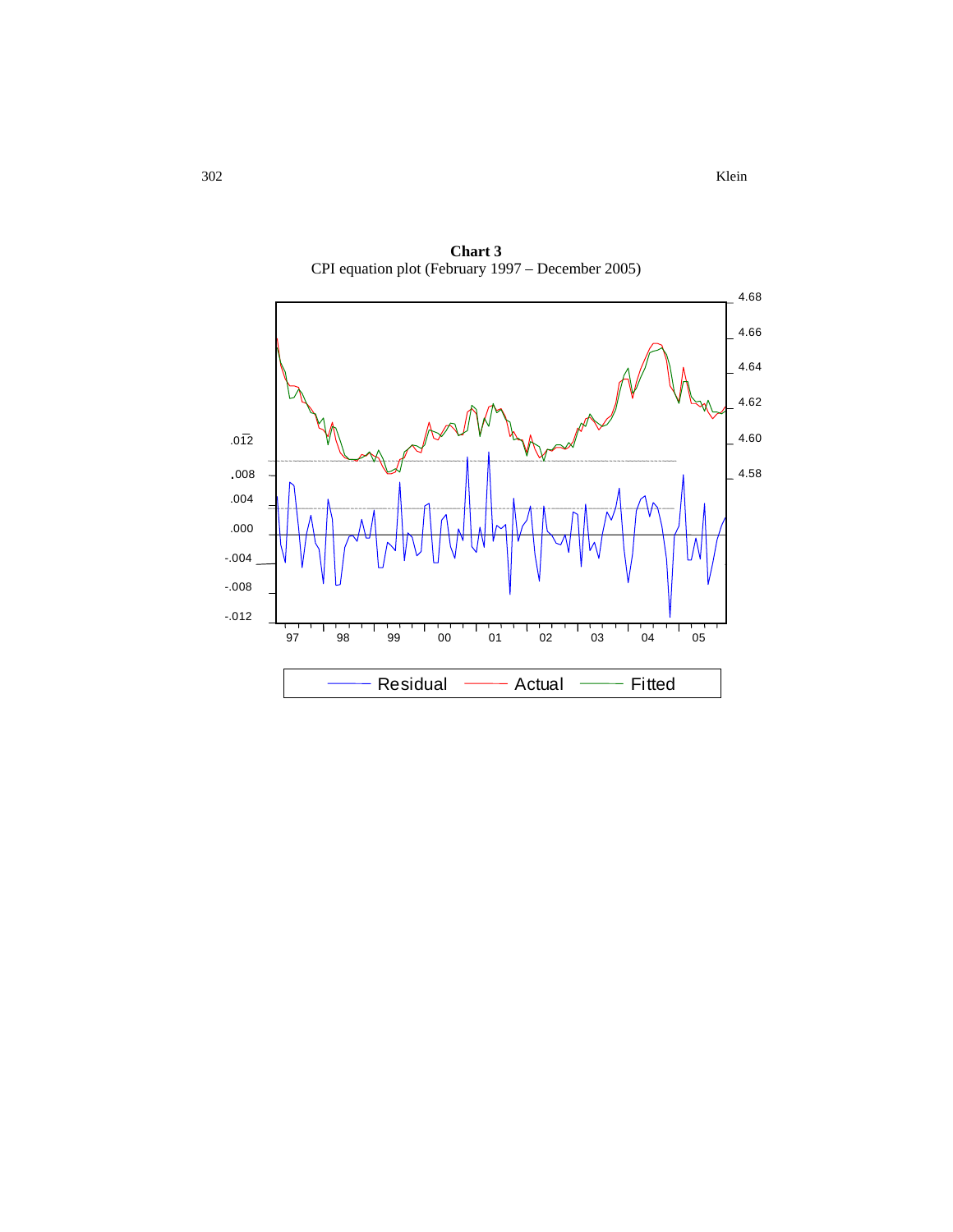**Chart 3**
CPI equation plot (February 1997 – December 2005)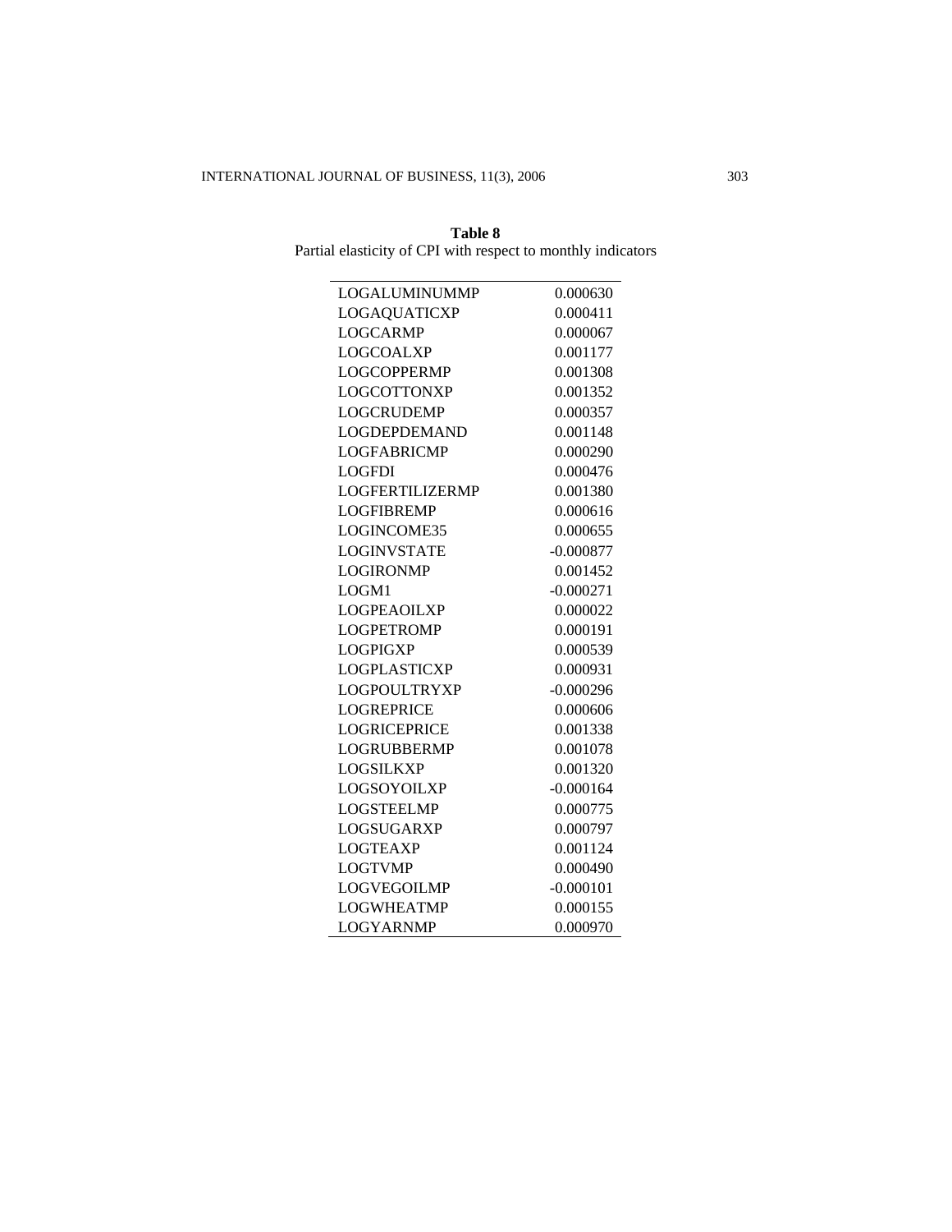**Table 8**
Partial elasticity of CPI with respect to monthly indicators

| | |
|---|---|
| LOGALUMINUMMP | 0.000630 |
| LOGAQUATICXP | 0.000411 |
| LOGCARMP | 0.000067 |
| LOGCOALXP | 0.001177 |
| LOGCOPPERMP | 0.001308 |
| LOGCOTTONXP | 0.001352 |
| LOGCRUDEMP | 0.000357 |
| LOGDEPDEMAND | 0.001148 |
| LOGFABRICMP | 0.000290 |
| LOGFDI | 0.000476 |
| LOGFERTILIZERMP | 0.001380 |
| LOGFIBREMP | 0.000616 |
| LOGINCOME35 | 0.000655 |
| LOGINVSTATE | -0.000877 |
| LOGIRONMP | 0.001452 |
| LOGM1 | -0.000271 |
| LOGPEAOILXP | 0.000022 |
| LOGPETROMP | 0.000191 |
| LOGPIGXP | 0.000539 |
| LOGPLASTICXP | 0.000931 |
| LOGPOULTRYXP | -0.000296 |
| LOGREPRICE | 0.000606 |
| LOGRICEPRICE | 0.001338 |
| LOGRUBBERMP | 0.001078 |
| LOGSILKXP | 0.001320 |
| LOGSOYOILXP | -0.000164 |
| LOGSTEELMP | 0.000775 |
| LOGSUGARXP | 0.000797 |
| LOGTEAXP | 0.001124 |
| LOGTVMP | 0.000490 |
| LOGVEGOILMP | -0.000101 |
| LOGWHEATMP | 0.000155 |
| LOGYARNMP | 0.000970 |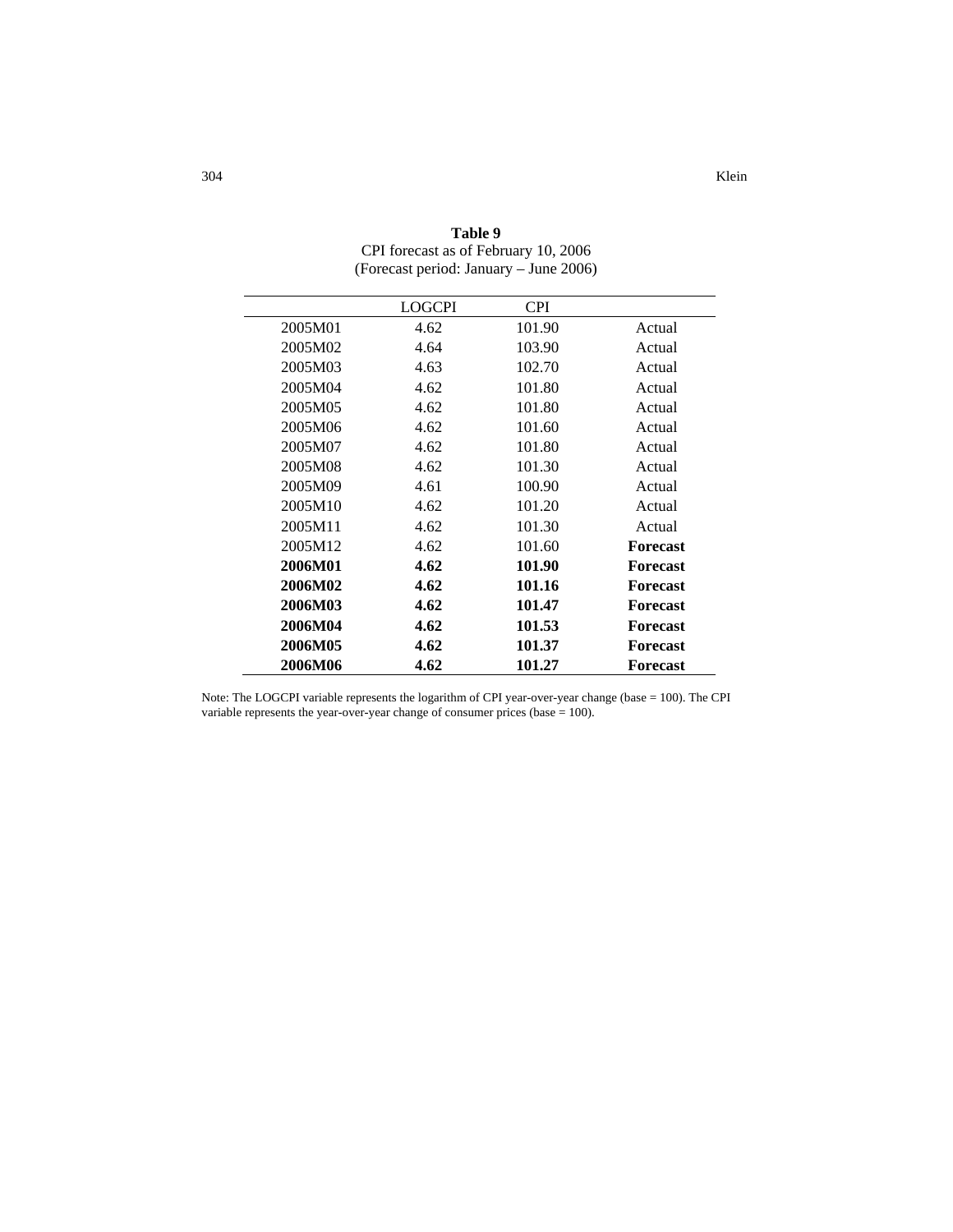**Table 9**
CPI forecast as of February 10, 2006
(Forecast period: January – June 2006)

| | LOGCPI | CPI | |
|---|---|---|---|
| 2005M01 | 4.62 | 101.90 | Actual |
| 2005M02 | 4.64 | 103.90 | Actual |
| 2005M03 | 4.63 | 102.70 | Actual |
| 2005M04 | 4.62 | 101.80 | Actual |
| 2005M05 | 4.62 | 101.80 | Actual |
| 2005M06 | 4.62 | 101.60 | Actual |
| 2005M07 | 4.62 | 101.80 | Actual |
| 2005M08 | 4.62 | 101.30 | Actual |
| 2005M09 | 4.61 | 100.90 | Actual |
| 2005M10 | 4.62 | 101.20 | Actual |
| 2005M11 | 4.62 | 101.30 | Actual |
| 2005M12 | 4.62 | 101.60 | **Forecast** |
| **2006M01** | **4.62** | **101.90** | **Forecast** |
| **2006M02** | **4.62** | **101.16** | **Forecast** |
| **2006M03** | **4.62** | **101.47** | **Forecast** |
| **2006M04** | **4.62** | **101.53** | **Forecast** |
| **2006M05** | **4.62** | **101.37** | **Forecast** |
| **2006M06** | **4.62** | **101.27** | **Forecast** |

Note: The LOGCPI variable represents the logarithm of CPI year-over-year change (base = 100). The CPI variable represents the year-over-year change of consumer prices (base = 100).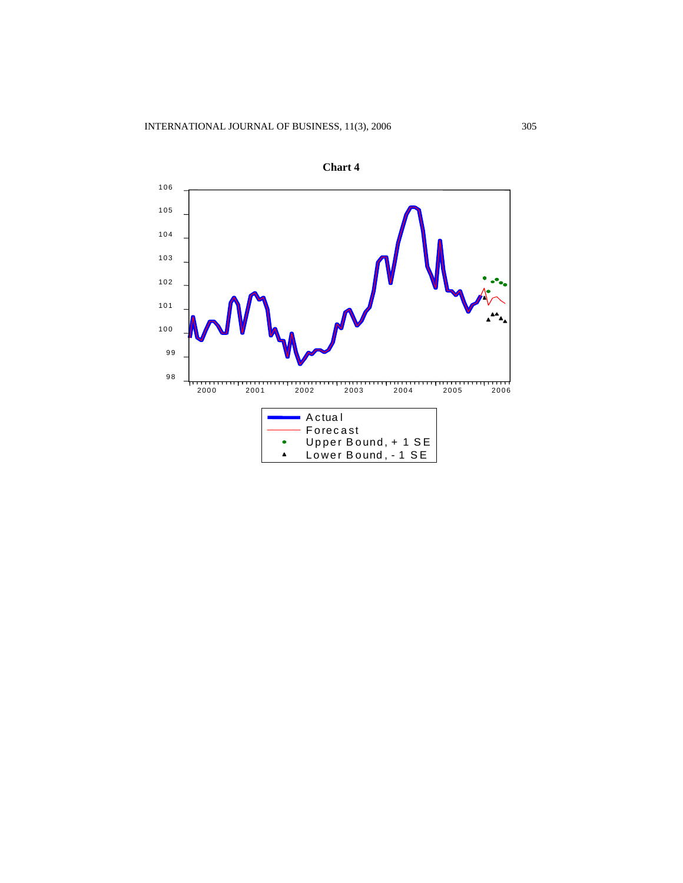**Chart 4**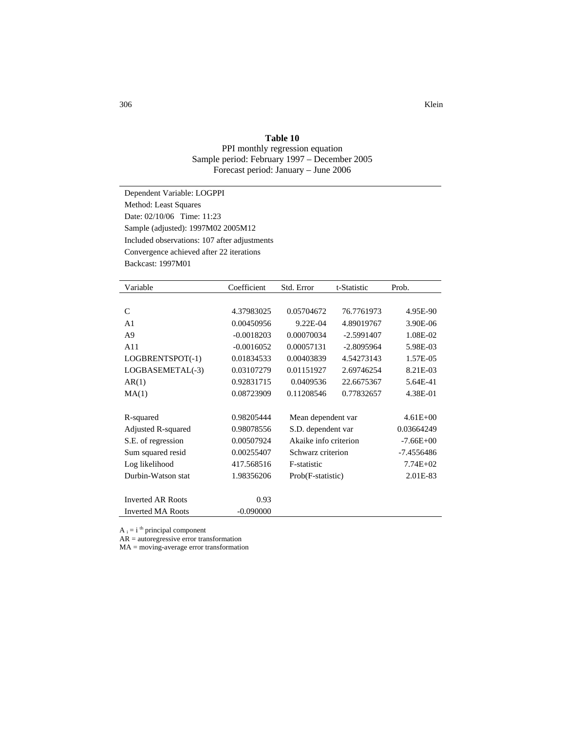**Table 10**

PPI monthly regression equation
Sample period: February 1997 – December 2005
Forecast period: January – June 2006

Dependent Variable: LOGPPI
Method: Least Squares
Date: 02/10/06 Time: 11:23
Sample (adjusted): 1997M02 2005M12
Included observations: 107 after adjustments
Convergence achieved after 22 iterations
Backcast: 1997M01

| Variable | Coefficient | Std. Error | t-Statistic | Prob. |
|---|---|---|---|---|
| C | 4.37983025 | 0.05704672 | 76.7761973 | 4.95E-90 |
| A1 | 0.00450956 | 9.22E-04 | 4.89019767 | 3.90E-06 |
| A9 | -0.0018203 | 0.00070034 | -2.5991407 | 1.08E-02 |
| A11 | -0.0016052 | 0.00057131 | -2.8095964 | 5.98E-03 |
| LOGBRENTSPOT(-1) | 0.01834533 | 0.00403839 | 4.54273143 | 1.57E-05 |
| LOGBASEMETAL(-3) | 0.03107279 | 0.01151927 | 2.69746254 | 8.21E-03 |
| AR(1) | 0.92831715 | 0.0409536 | 22.6675367 | 5.64E-41 |
| MA(1) | 0.08723909 | 0.11208546 | 0.77832657 | 4.38E-01 |
| | | | | |
| R-squared | 0.98205444 | Mean dependent var | | 4.61E+00 |
| Adjusted R-squared | 0.98078556 | S.D. dependent var | | 0.03664249 |
| S.E. of regression | 0.00507924 | Akaike info criterion | | -7.66E+00 |
| Sum squared resid | 0.00255407 | Schwarz criterion | | -7.4556486 |
| Log likelihood | 417.568516 | F-statistic | | 7.74E+02 |
| Durbin-Watson stat | 1.98356206 | Prob(F-statistic) | | 2.01E-83 |
| | | | | |
| Inverted AR Roots | 0.93 | | | |
| Inverted MA Roots | -0.090000 | | | |

$A_i$ = i[th] principal component
AR = autoregressive error transformation
MA = moving-average error transformation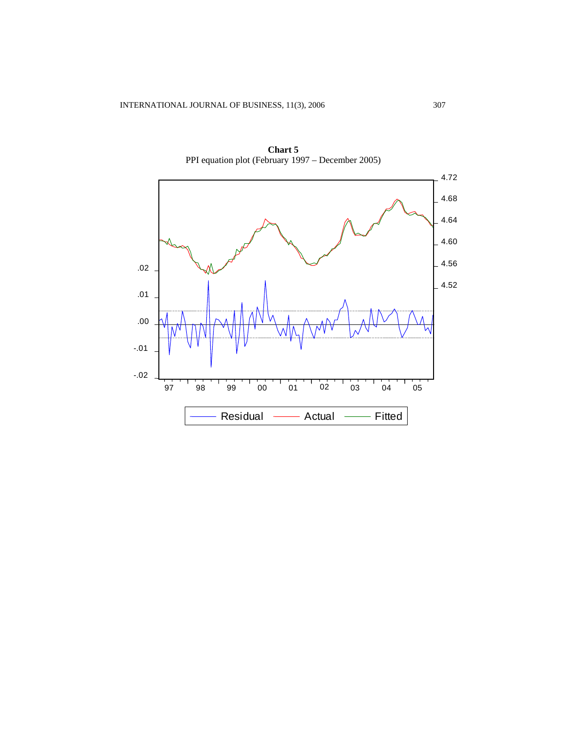**Chart 5**
PPI equation plot (February 1997 – December 2005)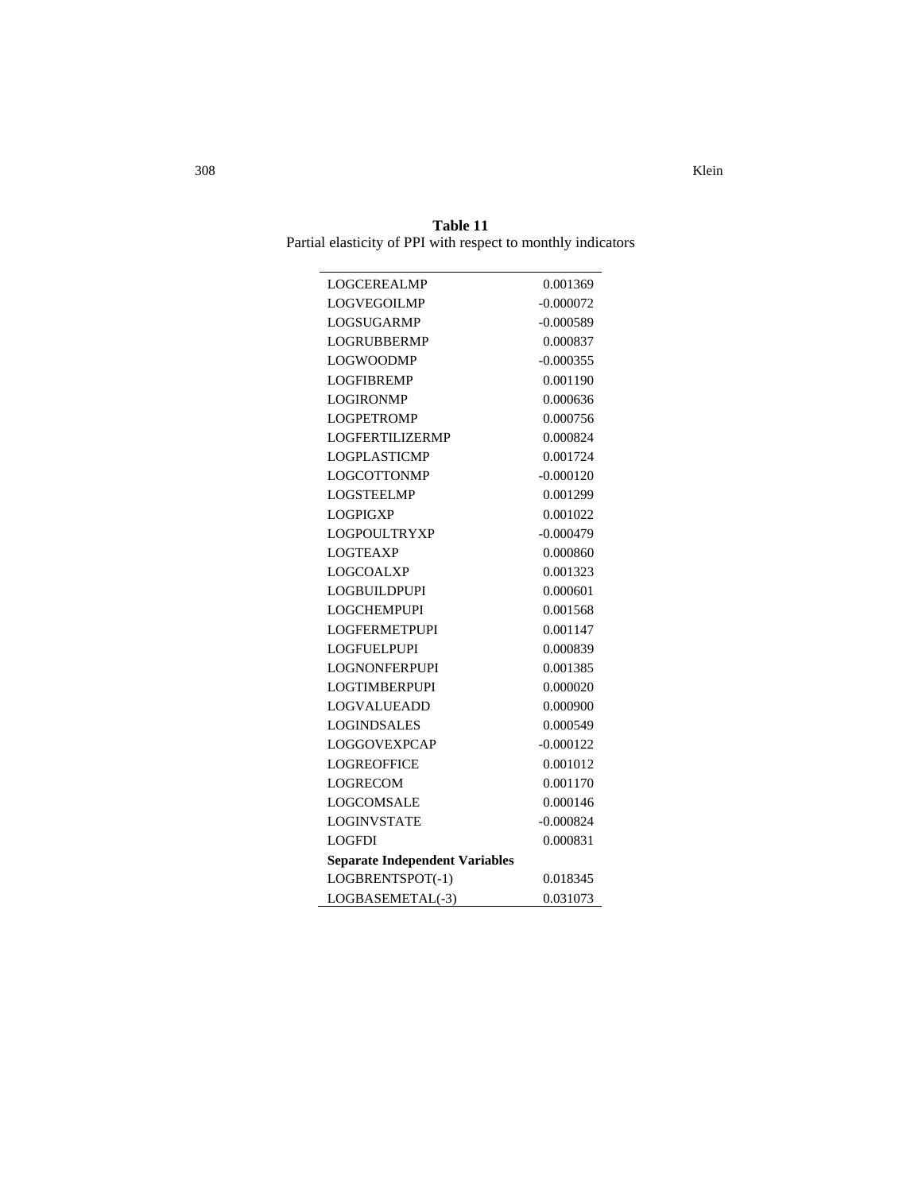**Table 11**
Partial elasticity of PPI with respect to monthly indicators

| | |
|---|---|
| LOGCEREALMP | 0.001369 |
| LOGVEGOILMP | -0.000072 |
| LOGSUGARMP | -0.000589 |
| LOGRUBBERMP | 0.000837 |
| LOGWOODMP | -0.000355 |
| LOGFIBREMP | 0.001190 |
| LOGIRONMP | 0.000636 |
| LOGPETROMP | 0.000756 |
| LOGFERTILIZERMP | 0.000824 |
| LOGPLASTICMP | 0.001724 |
| LOGCOTTONMP | -0.000120 |
| LOGSTEELMP | 0.001299 |
| LOGPIGXP | 0.001022 |
| LOGPOULTRYXP | -0.000479 |
| LOGTEAXP | 0.000860 |
| LOGCOALXP | 0.001323 |
| LOGBUILDPUPI | 0.000601 |
| LOGCHEMPUPI | 0.001568 |
| LOGFERMETPUPI | 0.001147 |
| LOGFUELPUPI | 0.000839 |
| LOGNONFERPUPI | 0.001385 |
| LOGTIMBERPUPI | 0.000020 |
| LOGVALUEADD | 0.000900 |
| LOGINDSALES | 0.000549 |
| LOGGOVEXPCAP | -0.000122 |
| LOGREOFFICE | 0.001012 |
| LOGRECOM | 0.001170 |
| LOGCOMSALE | 0.000146 |
| LOGINVSTATE | -0.000824 |
| LOGFDI | 0.000831 |
| **Separate Independent Variables** | |
| LOGBRENTSPOT(-1) | 0.018345 |
| LOGBASEMETAL(-3) | 0.031073 |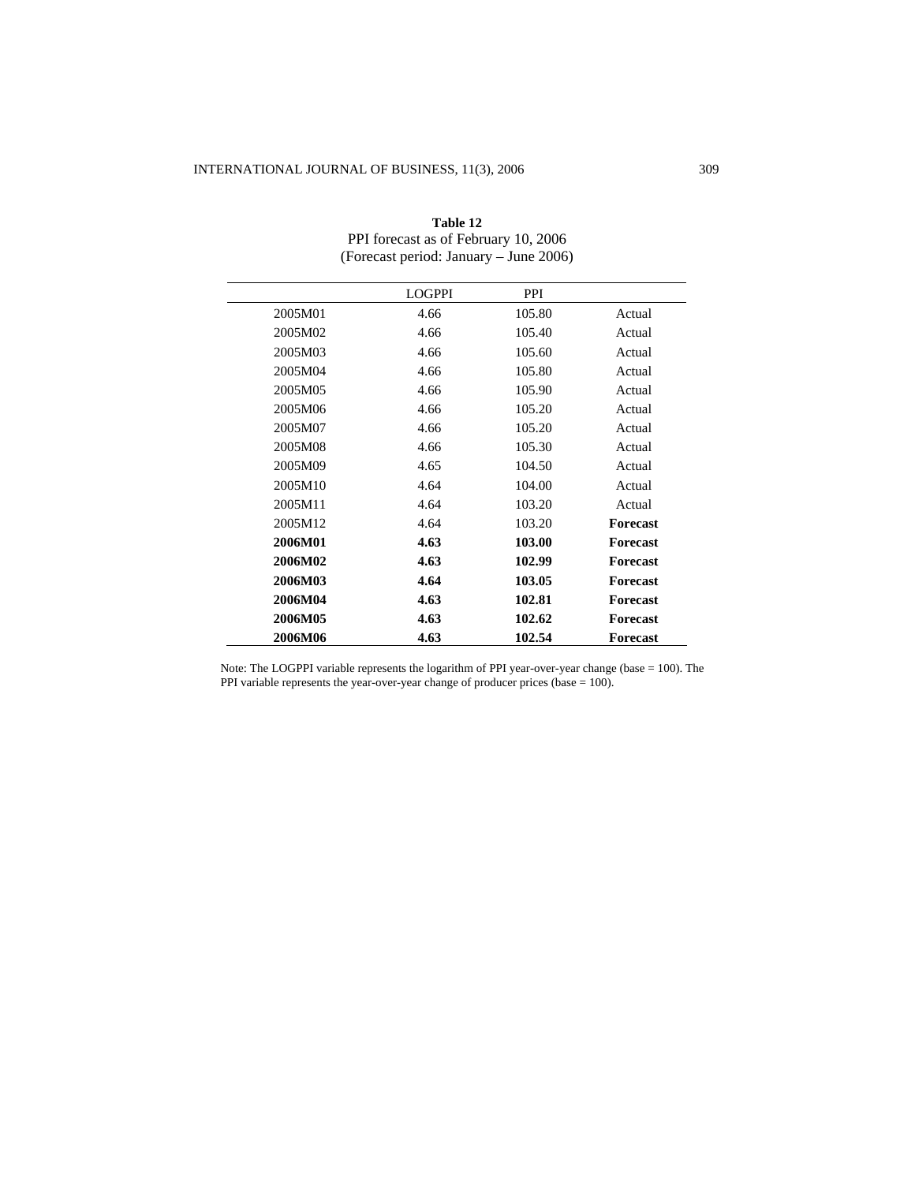**Table 12**
PPI forecast as of February 10, 2006
(Forecast period: January – June 2006)

| | LOGPPI | PPI | |
|---|---|---|---|
| 2005M01 | 4.66 | 105.80 | Actual |
| 2005M02 | 4.66 | 105.40 | Actual |
| 2005M03 | 4.66 | 105.60 | Actual |
| 2005M04 | 4.66 | 105.80 | Actual |
| 2005M05 | 4.66 | 105.90 | Actual |
| 2005M06 | 4.66 | 105.20 | Actual |
| 2005M07 | 4.66 | 105.20 | Actual |
| 2005M08 | 4.66 | 105.30 | Actual |
| 2005M09 | 4.65 | 104.50 | Actual |
| 2005M10 | 4.64 | 104.00 | Actual |
| 2005M11 | 4.64 | 103.20 | Actual |
| 2005M12 | 4.64 | 103.20 | **Forecast** |
| **2006M01** | **4.63** | **103.00** | **Forecast** |
| **2006M02** | **4.63** | **102.99** | **Forecast** |
| **2006M03** | **4.64** | **103.05** | **Forecast** |
| **2006M04** | **4.63** | **102.81** | **Forecast** |
| **2006M05** | **4.63** | **102.62** | **Forecast** |
| **2006M06** | **4.63** | **102.54** | **Forecast** |

Note: The LOGPPI variable represents the logarithm of PPI year-over-year change (base = 100). The PPI variable represents the year-over-year change of producer prices (base = 100).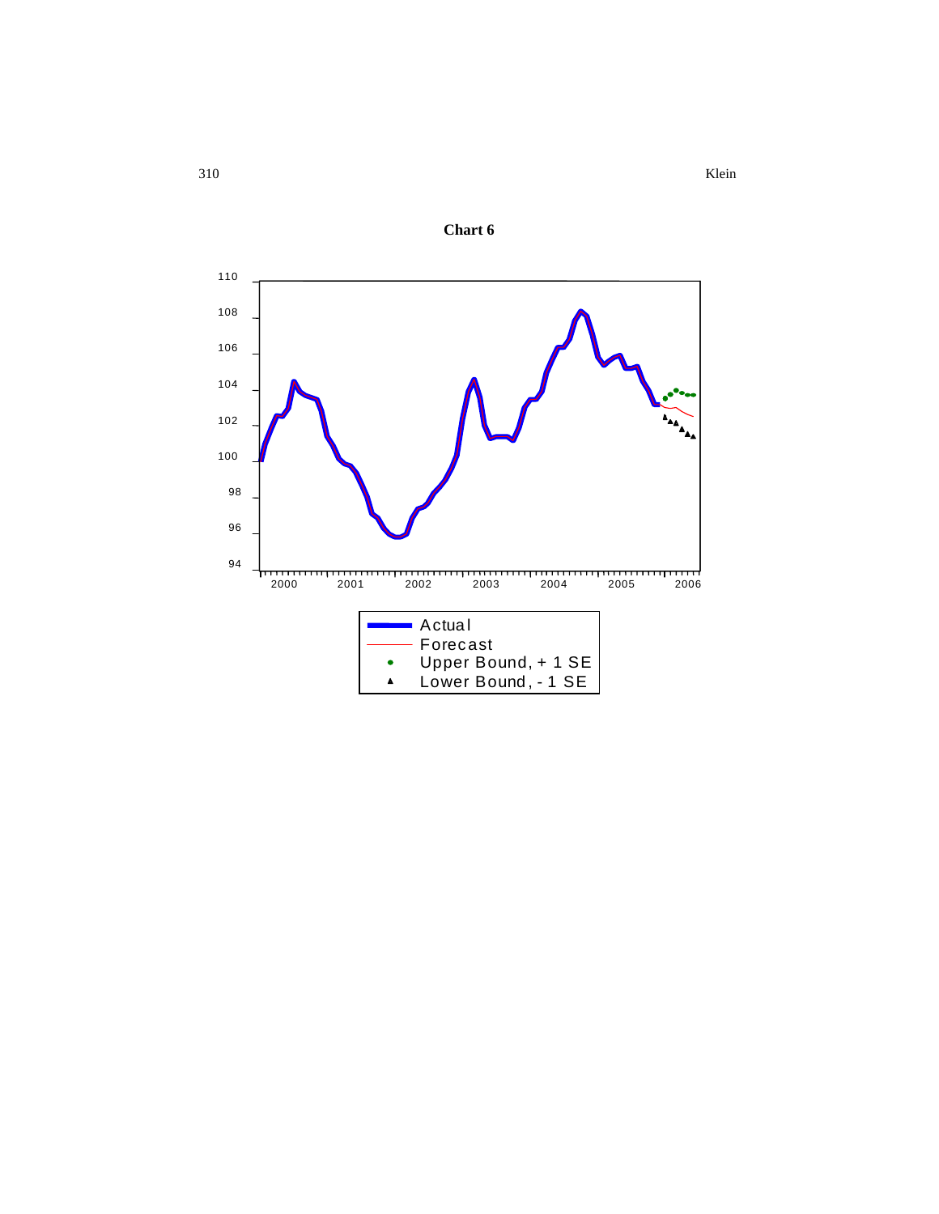**Chart 6**

| | |
|---|---|
| Actual | |
| Forecast | |
| Upper Bound, + 1 SE | |
| Lower Bound, - 1 SE | |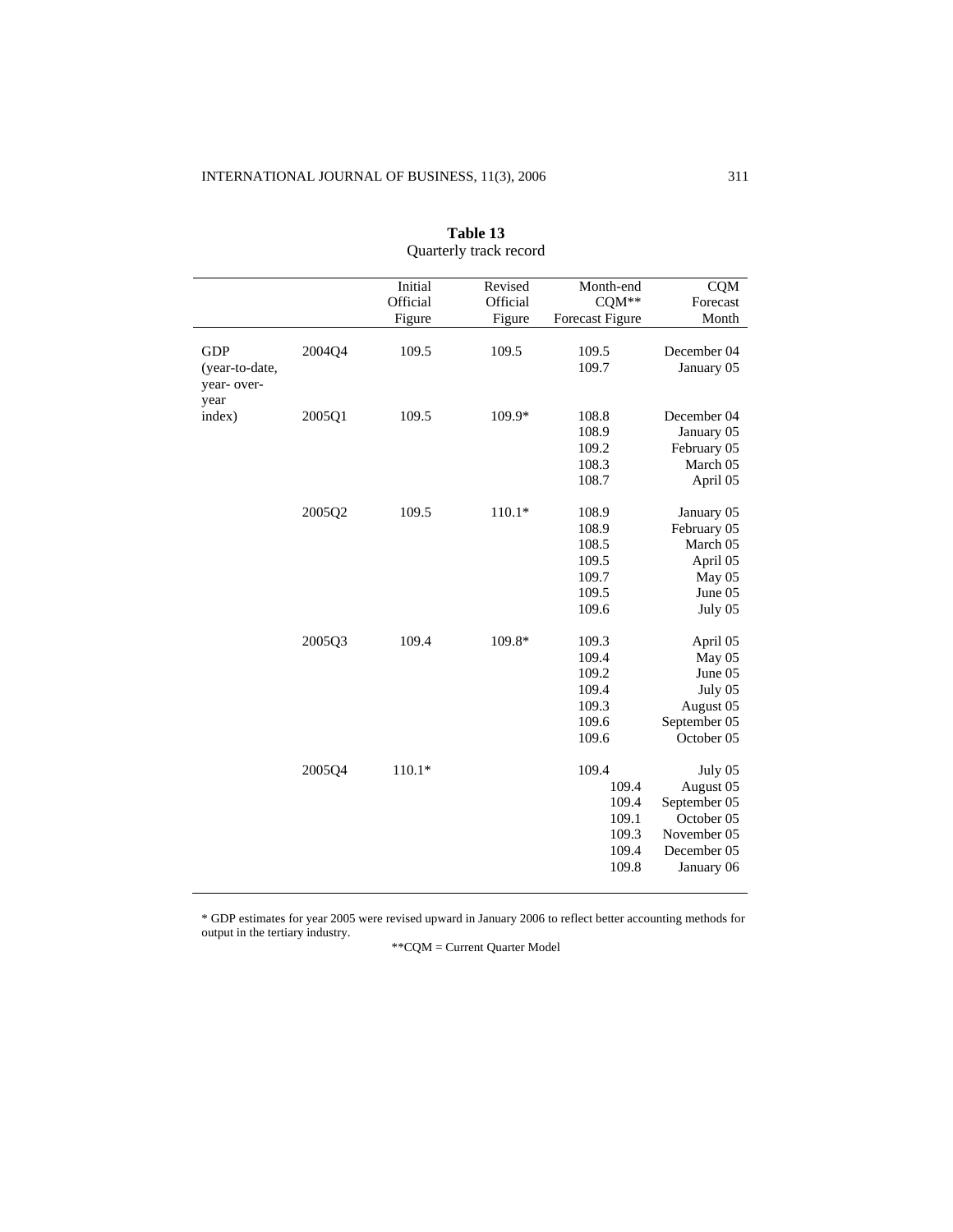**Table 13**
Quarterly track record

| | | Initial Official Figure | Revised Official Figure | Month-end CQM** Forecast Figure | CQM Forecast Month |
|---|---|---|---|---|---|
| GDP (year-to-date, year- over-year index) | 2004Q4 | 109.5 | 109.5 | 109.5 | December 04 |
| | | | | 109.7 | January 05 |
| | 2005Q1 | 109.5 | 109.9* | 108.8 | December 04 |
| | | | | 108.9 | January 05 |
| | | | | 109.2 | February 05 |
| | | | | 108.3 | March 05 |
| | | | | 108.7 | April 05 |
| | 2005Q2 | 109.5 | 110.1* | 108.9 | January 05 |
| | | | | 108.9 | February 05 |
| | | | | 108.5 | March 05 |
| | | | | 109.5 | April 05 |
| | | | | 109.7 | May 05 |
| | | | | 109.5 | June 05 |
| | | | | 109.6 | July 05 |
| | 2005Q3 | 109.4 | 109.8* | 109.3 | April 05 |
| | | | | 109.4 | May 05 |
| | | | | 109.2 | June 05 |
| | | | | 109.4 | July 05 |
| | | | | 109.3 | August 05 |
| | | | | 109.6 | September 05 |
| | | | | 109.6 | October 05 |
| | 2005Q4 | 110.1* | | 109.4 | July 05 |
| | | | | 109.4 | August 05 |
| | | | | 109.4 | September 05 |
| | | | | 109.1 | October 05 |
| | | | | 109.3 | November 05 |
| | | | | 109.4 | December 05 |
| | | | | 109.8 | January 06 |

* GDP estimates for year 2005 were revised upward in January 2006 to reflect better accounting methods for output in the tertiary industry.

**CQM = Current Quarter Model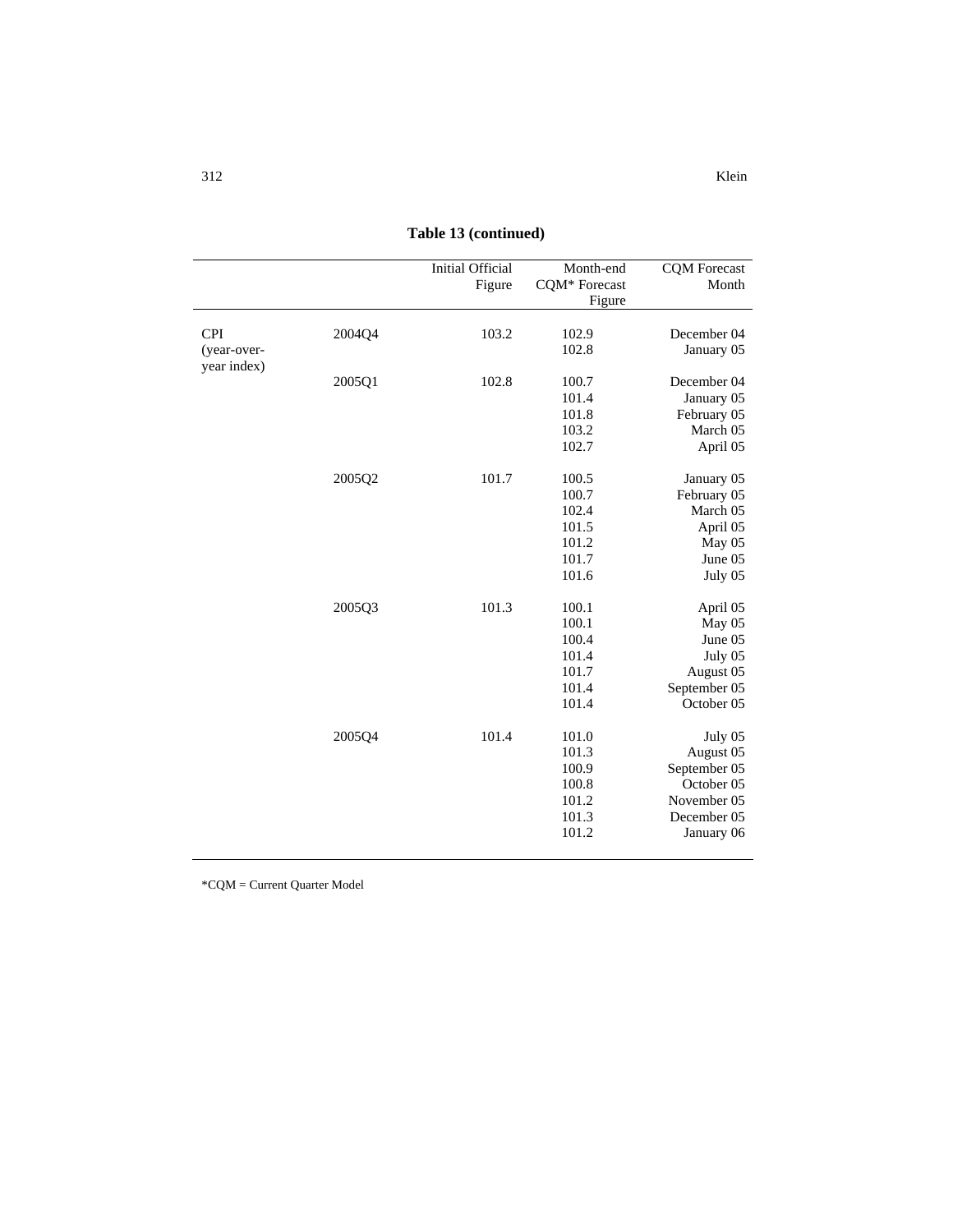**Table 13 (continued)**

| | | Initial Official Figure | Month-end CQM* Forecast Figure | CQM Forecast Month |
|---|---|---|---|---|
| CPI (year-over-year index) | 2004Q4 | 103.2 | 102.9 | December 04 |
| | | | 102.8 | January 05 |
| | 2005Q1 | 102.8 | 100.7 | December 04 |
| | | | 101.4 | January 05 |
| | | | 101.8 | February 05 |
| | | | 103.2 | March 05 |
| | | | 102.7 | April 05 |
| | 2005Q2 | 101.7 | 100.5 | January 05 |
| | | | 100.7 | February 05 |
| | | | 102.4 | March 05 |
| | | | 101.5 | April 05 |
| | | | 101.2 | May 05 |
| | | | 101.7 | June 05 |
| | | | 101.6 | July 05 |
| | 2005Q3 | 101.3 | 100.1 | April 05 |
| | | | 100.1 | May 05 |
| | | | 100.4 | June 05 |
| | | | 101.4 | July 05 |
| | | | 101.7 | August 05 |
| | | | 101.4 | September 05 |
| | | | 101.4 | October 05 |
| | 2005Q4 | 101.4 | 101.0 | July 05 |
| | | | 101.3 | August 05 |
| | | | 100.9 | September 05 |
| | | | 100.8 | October 05 |
| | | | 101.2 | November 05 |
| | | | 101.3 | December 05 |
| | | | 101.2 | January 06 |

*CQM = Current Quarter Model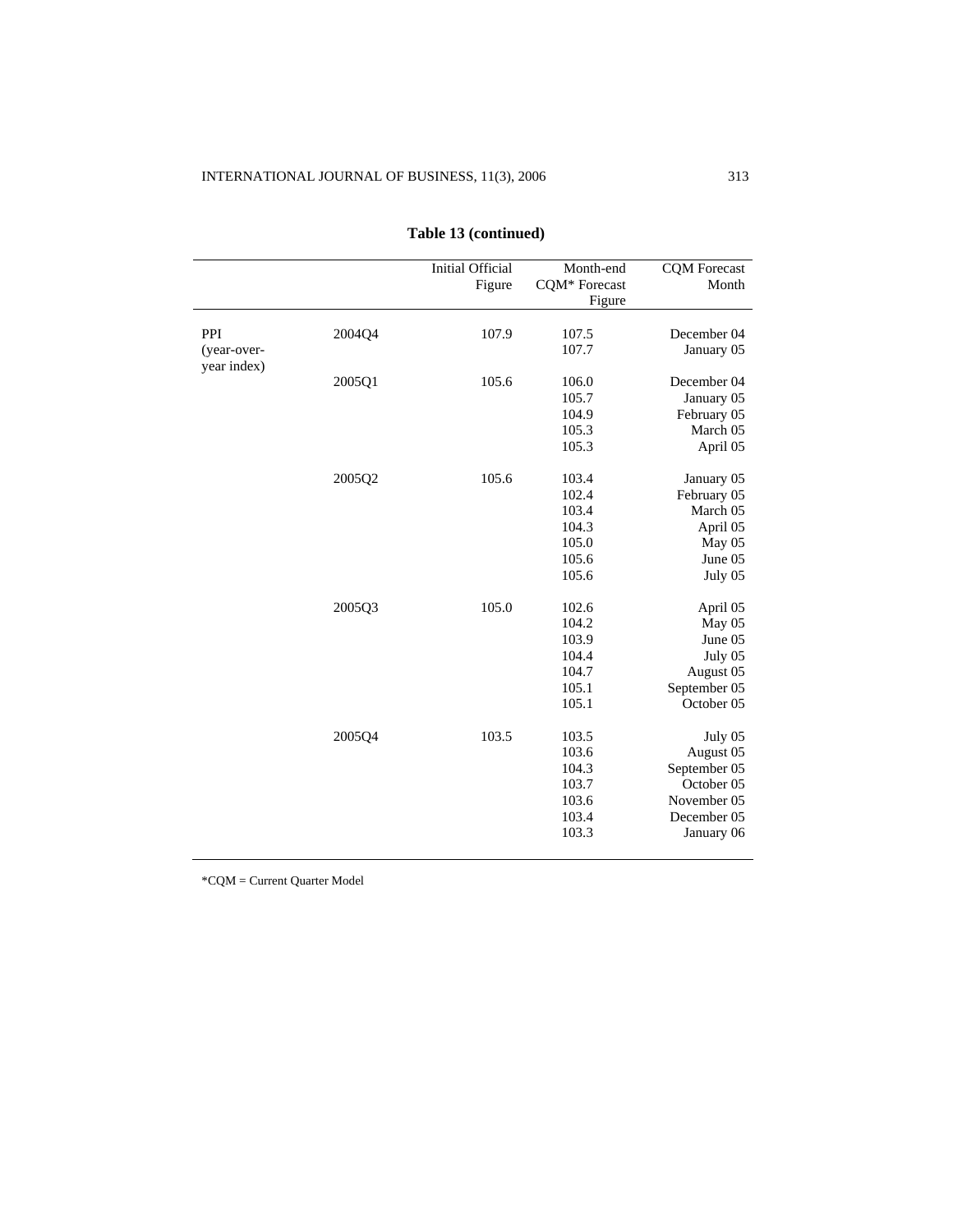**Table 13 (continued)**

| | | Initial Official Figure | Month-end CQM* Forecast Figure | CQM Forecast Month |
|---|---|---|---|---|
| PPI (year-over-year index) | 2004Q4 | 107.9 | 107.5 | December 04 |
| | | | 107.7 | January 05 |
| | 2005Q1 | 105.6 | 106.0 | December 04 |
| | | | 105.7 | January 05 |
| | | | 104.9 | February 05 |
| | | | 105.3 | March 05 |
| | | | 105.3 | April 05 |
| | 2005Q2 | 105.6 | 103.4 | January 05 |
| | | | 102.4 | February 05 |
| | | | 103.4 | March 05 |
| | | | 104.3 | April 05 |
| | | | 105.0 | May 05 |
| | | | 105.6 | June 05 |
| | | | 105.6 | July 05 |
| | 2005Q3 | 105.0 | 102.6 | April 05 |
| | | | 104.2 | May 05 |
| | | | 103.9 | June 05 |
| | | | 104.4 | July 05 |
| | | | 104.7 | August 05 |
| | | | 105.1 | September 05 |
| | | | 105.1 | October 05 |
| | 2005Q4 | 103.5 | 103.5 | July 05 |
| | | | 103.6 | August 05 |
| | | | 104.3 | September 05 |
| | | | 103.7 | October 05 |
| | | | 103.6 | November 05 |
| | | | 103.4 | December 05 |
| | | | 103.3 | January 06 |

*CQM = Current Quarter Model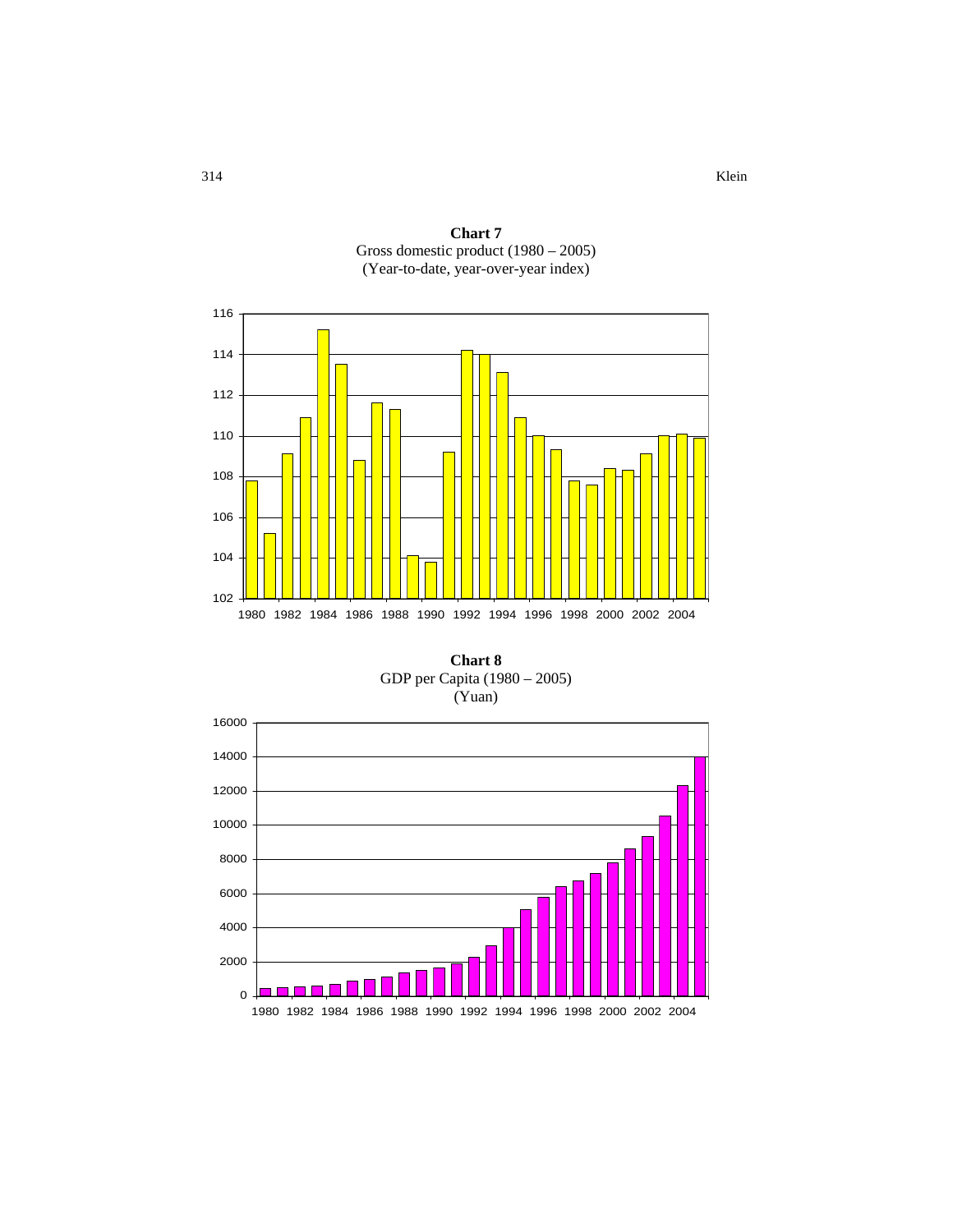**Chart 7**
Gross domestic product (1980 – 2005)
(Year-to-date, year-over-year index)

**Chart 8**
GDP per Capita (1980 – 2005)
(Yuan)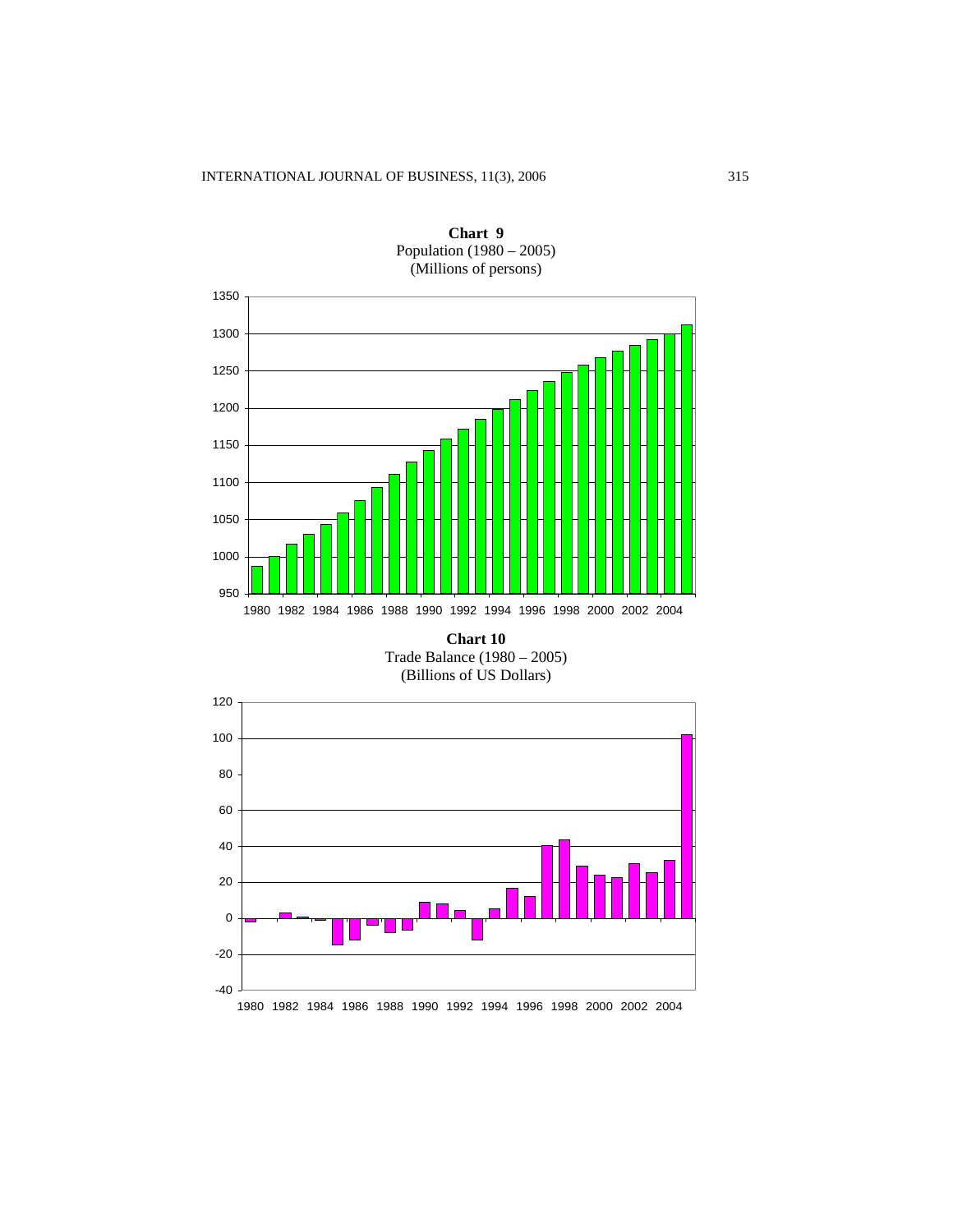**Chart 9**
Population (1980 – 2005)
(Millions of persons)

**Chart 10**
Trade Balance (1980 – 2005)
(Billions of US Dollars)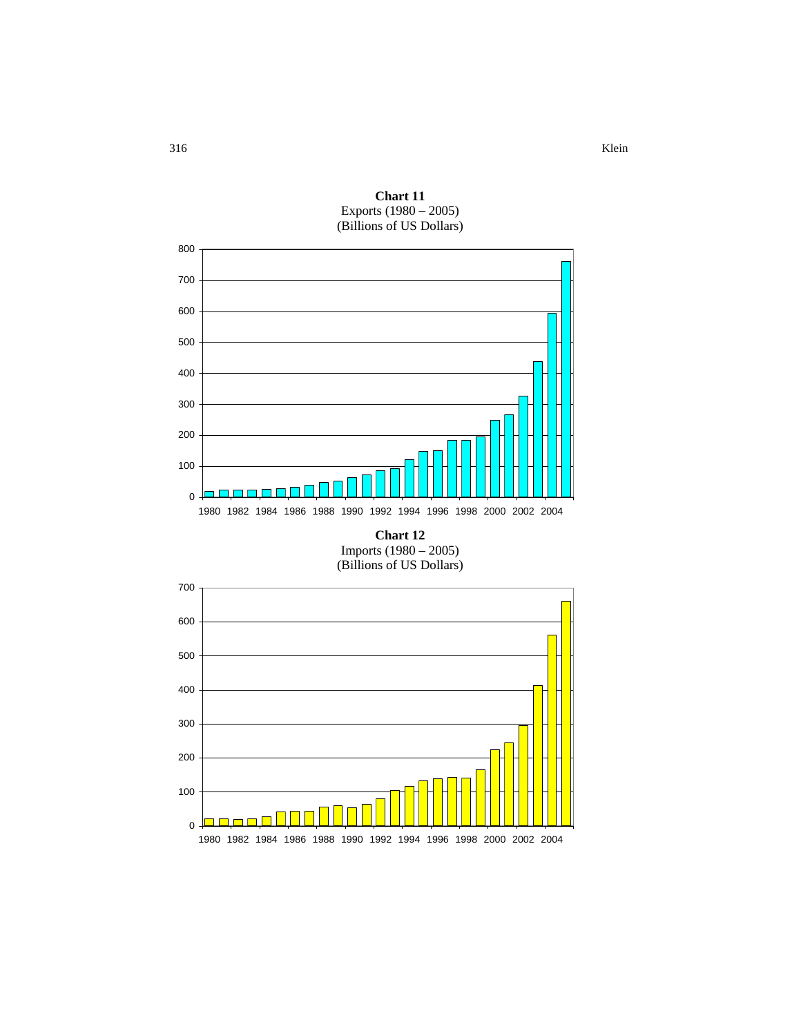**Chart 11**
Exports (1980 – 2005)
(Billions of US Dollars)

**Chart 12**
Imports (1980 – 2005)
(Billions of US Dollars)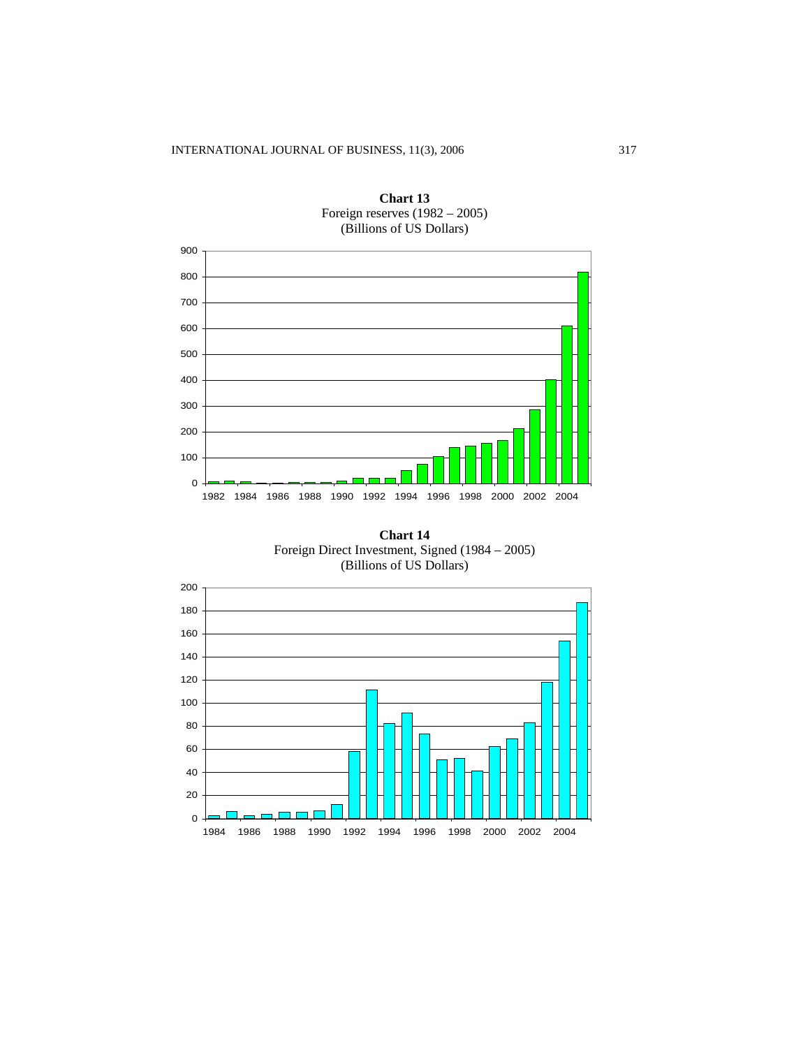**Chart 13**
Foreign reserves (1982 – 2005)
(Billions of US Dollars)

**Chart 14**
Foreign Direct Investment, Signed (1984 – 2005)
(Billions of US Dollars)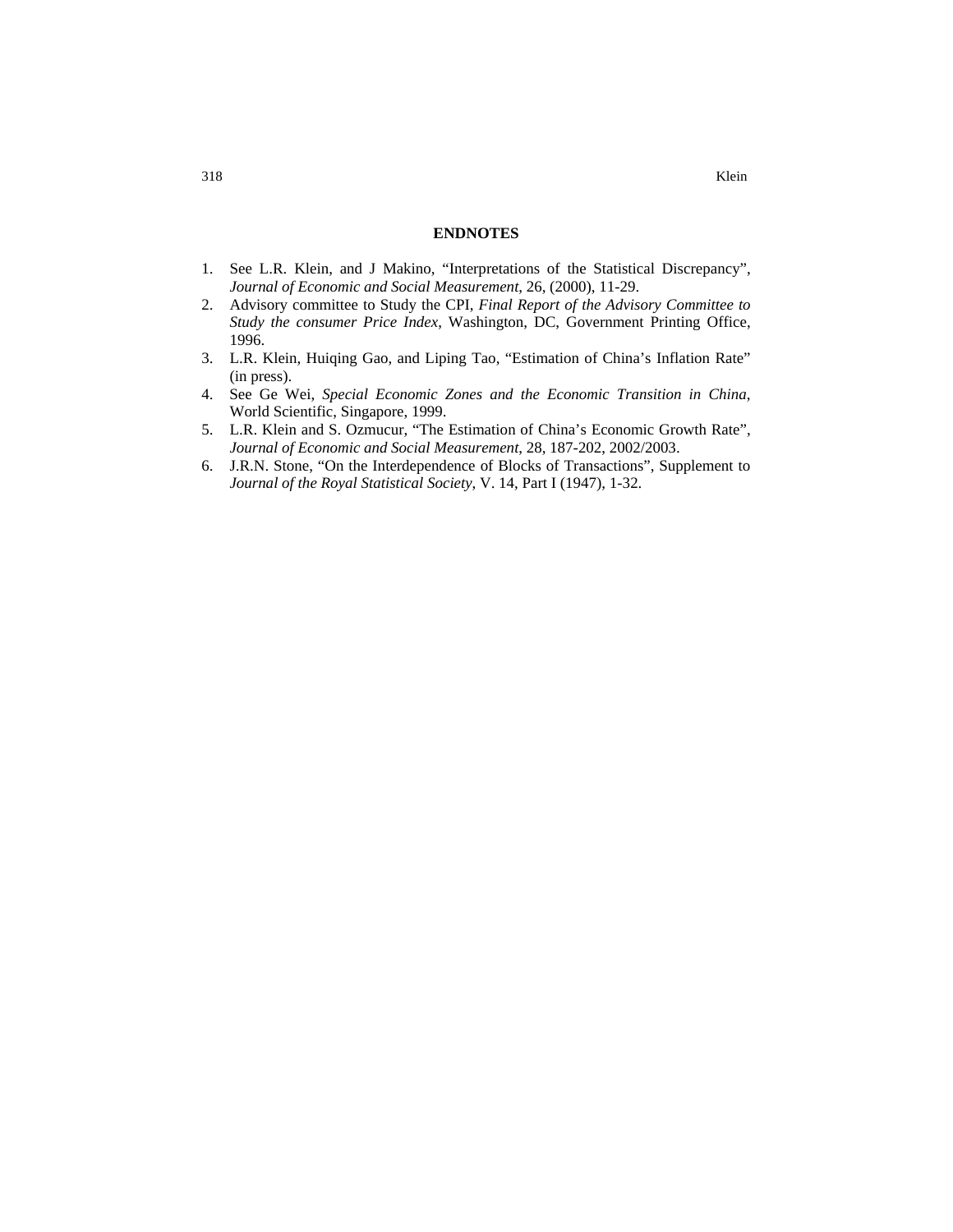## ENDNOTES

1. See L.R. Klein, and J Makino, "Interpretations of the Statistical Discrepancy", *Journal of Economic and Social Measurement*, 26, (2000), 11-29.
2. Advisory committee to Study the CPI, *Final Report of the Advisory Committee to Study the consumer Price Index*, Washington, DC, Government Printing Office, 1996.
3. L.R. Klein, Huiqing Gao, and Liping Tao, "Estimation of China's Inflation Rate" (in press).
4. See Ge Wei, *Special Economic Zones and the Economic Transition in China*, World Scientific, Singapore, 1999.
5. L.R. Klein and S. Ozmucur, "The Estimation of China's Economic Growth Rate", *Journal of Economic and Social Measurement*, 28, 187-202, 2002/2003.
6. J.R.N. Stone, "On the Interdependence of Blocks of Transactions", Supplement to *Journal of the Royal Statistical Society*, V. 14, Part I (1947), 1-32.